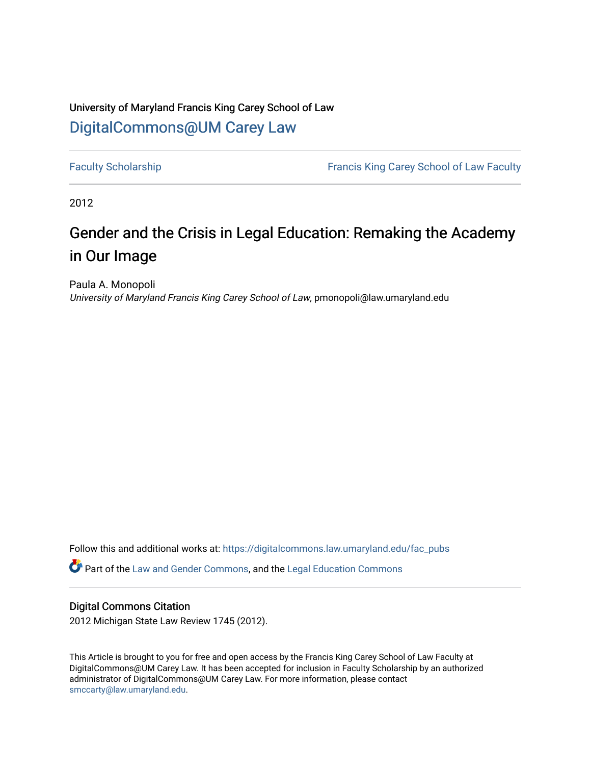University of Maryland Francis King Carey School of Law

# DigitalCommons@UM Carey Law

Faculty Scholarship | Francis King Carey School of Law Faculty

2012

## Gender and the Crisis in Legal Education: Remaking the Academy in Our Image

Paula A. Monopoli
*University of Maryland Francis King Carey School of Law*, pmonopoli@law.umaryland.edu

Follow this and additional works at: https://digitalcommons.law.umaryland.edu/fac_pubs

Part of the Law and Gender Commons, and the Legal Education Commons

### Digital Commons Citation

2012 Michigan State Law Review 1745 (2012).

This Article is brought to you for free and open access by the Francis King Carey School of Law Faculty at DigitalCommons@UM Carey Law. It has been accepted for inclusion in Faculty Scholarship by an authorized administrator of DigitalCommons@UM Carey Law. For more information, please contact smccarty@law.umaryland.edu.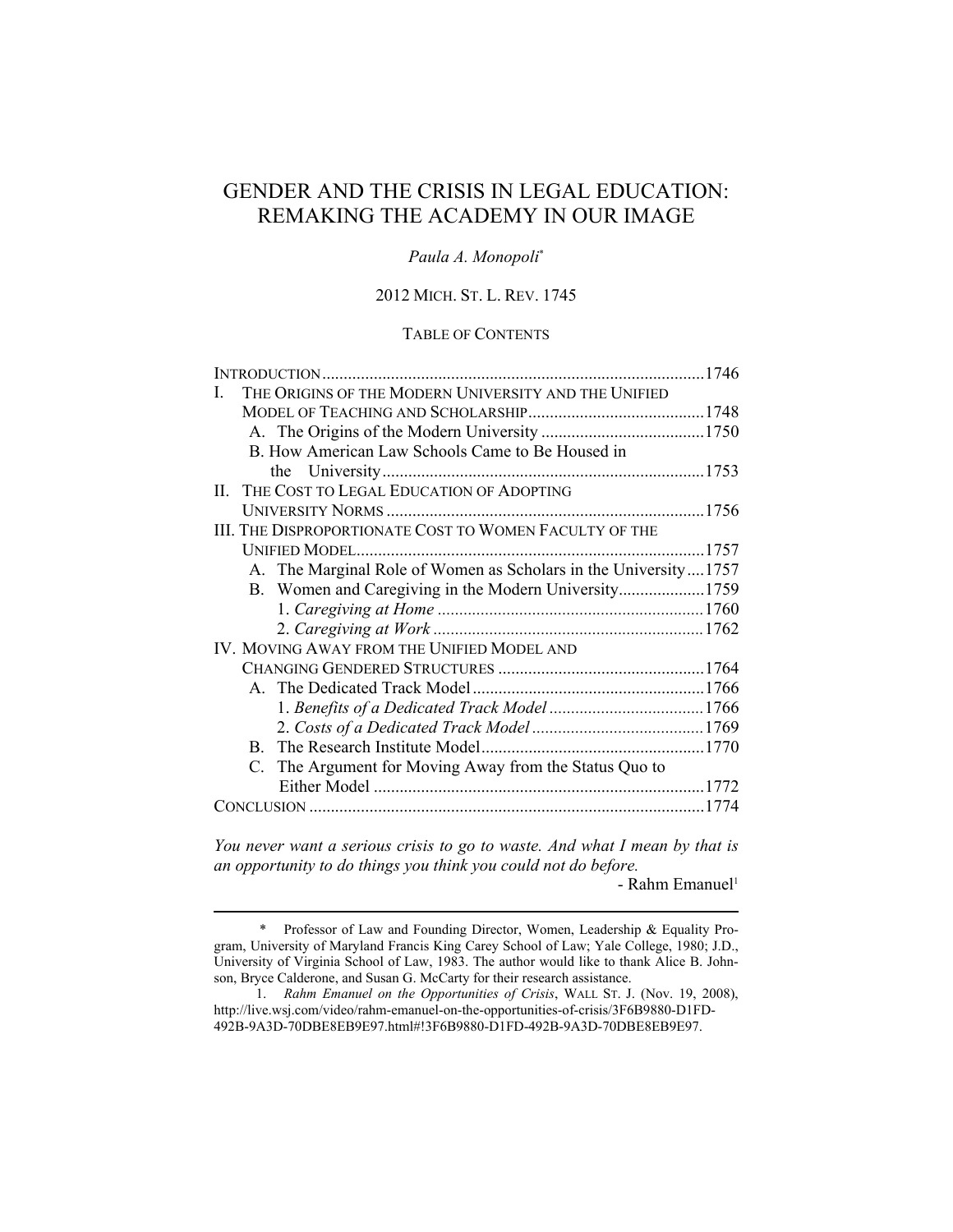# GENDER AND THE CRISIS IN LEGAL EDUCATION: REMAKING THE ACADEMY IN OUR IMAGE

*Paula A. Monopoli*[*]

2012 MICH. ST. L. REV. 1745

TABLE OF CONTENTS

| | |
|---|---|
| INTRODUCTION | 1746 |
| I. THE ORIGINS OF THE MODERN UNIVERSITY AND THE UNIFIED MODEL OF TEACHING AND SCHOLARSHIP | 1748 |
| A. The Origins of the Modern University | 1750 |
| B. How American Law Schools Came to Be Housed in the University | 1753 |
| II. THE COST TO LEGAL EDUCATION OF ADOPTING UNIVERSITY NORMS | 1756 |
| III. THE DISPROPORTIONATE COST TO WOMEN FACULTY OF THE UNIFIED MODEL | 1757 |
| A. The Marginal Role of Women as Scholars in the University | 1757 |
| B. Women and Caregiving in the Modern University | 1759 |
| 1. *Caregiving at Home* | 1760 |
| 2. *Caregiving at Work* | 1762 |
| IV. MOVING AWAY FROM THE UNIFIED MODEL AND CHANGING GENDERED STRUCTURES | 1764 |
| A. The Dedicated Track Model | 1766 |
| 1. *Benefits of a Dedicated Track Model* | 1766 |
| 2. *Costs of a Dedicated Track Model* | 1769 |
| B. The Research Institute Model | 1770 |
| C. The Argument for Moving Away from the Status Quo to Either Model | 1772 |
| CONCLUSION | 1774 |

*You never want a serious crisis to go to waste. And what I mean by that is an opportunity to do things you think you could not do before.*

- Rahm Emanuel[1]

---

\* Professor of Law and Founding Director, Women, Leadership & Equality Program, University of Maryland Francis King Carey School of Law; Yale College, 1980; J.D., University of Virginia School of Law, 1983. The author would like to thank Alice B. Johnson, Bryce Calderone, and Susan G. McCarty for their research assistance.

1. *Rahm Emanuel on the Opportunities of Crisis*, WALL ST. J. (Nov. 19, 2008), http://live.wsj.com/video/rahm-emanuel-on-the-opportunities-of-crisis/3F6B9880-D1FD-492B-9A3D-70DBE8EB9E97.html#!3F6B9880-D1FD-492B-9A3D-70DBE8EB9E97.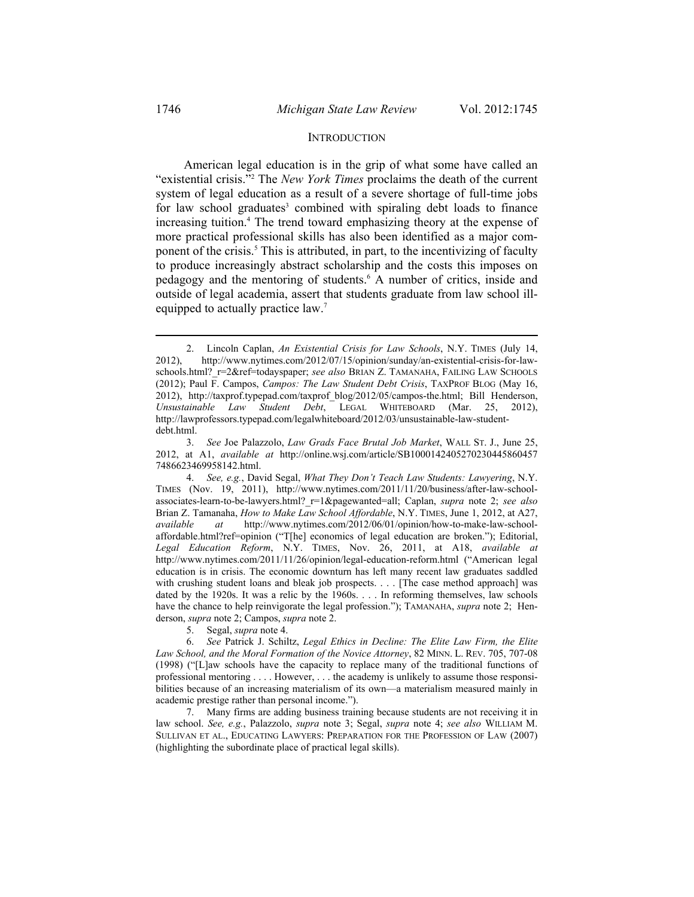## INTRODUCTION

American legal education is in the grip of what some have called an "existential crisis."[2] The *New York Times* proclaims the death of the current system of legal education as a result of a severe shortage of full-time jobs for law school graduates[3] combined with spiraling debt loads to finance increasing tuition.[4] The trend toward emphasizing theory at the expense of more practical professional skills has also been identified as a major component of the crisis.[5] This is attributed, in part, to the incentivizing of faculty to produce increasingly abstract scholarship and the costs this imposes on pedagogy and the mentoring of students.[6] A number of critics, inside and outside of legal academia, assert that students graduate from law school ill-equipped to actually practice law.[7]

---

2. Lincoln Caplan, *An Existential Crisis for Law Schools*, N.Y. TIMES (July 14, 2012), http://www.nytimes.com/2012/07/15/opinion/sunday/an-existential-crisis-for-law-schools.html?_r=2&ref=todayspaper; *see also* BRIAN Z. TAMANAHA, FAILING LAW SCHOOLS (2012); Paul F. Campos, *Campos: The Law Student Debt Crisis*, TAXPROF BLOG (May 16, 2012), http://taxprof.typepad.com/taxprof_blog/2012/05/campos-the.html; Bill Henderson, *Unsustainable Law Student Debt*, LEGAL WHITEBOARD (Mar. 25, 2012), http://lawprofessors.typepad.com/legalwhiteboard/2012/03/unsustainable-law-student-debt.html.

3. *See* Joe Palazzolo, *Law Grads Face Brutal Job Market*, WALL ST. J., June 25, 2012, at A1, *available at* http://online.wsj.com/article/SB10001424052702304458604577486623469958142.html.

4. *See, e.g.*, David Segal, *What They Don't Teach Law Students: Lawyering*, N.Y. TIMES (Nov. 19, 2011), http://www.nytimes.com/2011/11/20/business/after-law-school-associates-learn-to-be-lawyers.html?_r=1&pagewanted=all; Caplan, *supra* note 2; *see also* Brian Z. Tamanaha, *How to Make Law School Affordable*, N.Y. TIMES, June 1, 2012, at A27, *available at* http://www.nytimes.com/2012/06/01/opinion/how-to-make-law-school-affordable.html?ref=opinion ("T[he] economics of legal education are broken."); Editorial, *Legal Education Reform*, N.Y. TIMES, Nov. 26, 2011, at A18, *available at* http://www.nytimes.com/2011/11/26/opinion/legal-education-reform.html ("American legal education is in crisis. The economic downturn has left many recent law graduates saddled with crushing student loans and bleak job prospects. . . . [The case method approach] was dated by the 1920s. It was a relic by the 1960s. . . . In reforming themselves, law schools have the chance to help reinvigorate the legal profession."); TAMANAHA, *supra* note 2; Henderson, *supra* note 2; Campos, *supra* note 2.

5. Segal, *supra* note 4.

6. *See* Patrick J. Schiltz, *Legal Ethics in Decline: The Elite Law Firm, the Elite Law School, and the Moral Formation of the Novice Attorney*, 82 MINN. L. REV. 705, 707-08 (1998) ("[L]aw schools have the capacity to replace many of the traditional functions of professional mentoring . . . . However, . . . the academy is unlikely to assume those responsibilities because of an increasing materialism of its own—a materialism measured mainly in academic prestige rather than personal income.").

7. Many firms are adding business training because students are not receiving it in law school. *See, e.g.*, Palazzolo, *supra* note 3; Segal, *supra* note 4; *see also* WILLIAM M. SULLIVAN ET AL., EDUCATING LAWYERS: PREPARATION FOR THE PROFESSION OF LAW (2007) (highlighting the subordinate place of practical legal skills).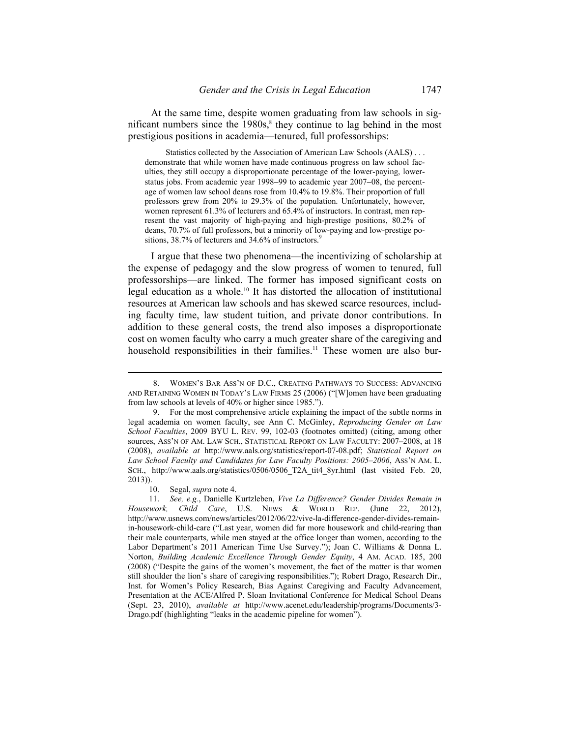At the same time, despite women graduating from law schools in significant numbers since the 1980s,[8] they continue to lag behind in the most prestigious positions in academia—tenured, full professorships:

> Statistics collected by the Association of American Law Schools (AALS) . . . demonstrate that while women have made continuous progress on law school faculties, they still occupy a disproportionate percentage of the lower-paying, lower-status jobs. From academic year 1998–99 to academic year 2007–08, the percentage of women law school deans rose from 10.4% to 19.8%. Their proportion of full professors grew from 20% to 29.3% of the population. Unfortunately, however, women represent 61.3% of lecturers and 65.4% of instructors. In contrast, men represent the vast majority of high-paying and high-prestige positions, 80.2% of deans, 70.7% of full professors, but a minority of low-paying and low-prestige positions, 38.7% of lecturers and 34.6% of instructors.[9]

I argue that these two phenomena—the incentivizing of scholarship at the expense of pedagogy and the slow progress of women to tenured, full professorships—are linked. The former has imposed significant costs on legal education as a whole.[10] It has distorted the allocation of institutional resources at American law schools and has skewed scarce resources, including faculty time, law student tuition, and private donor contributions. In addition to these general costs, the trend also imposes a disproportionate cost on women faculty who carry a much greater share of the caregiving and household responsibilities in their families.[11] These women are also bur-

---

8. WOMEN'S BAR ASS'N OF D.C., CREATING PATHWAYS TO SUCCESS: ADVANCING AND RETAINING WOMEN IN TODAY'S LAW FIRMS 25 (2006) ("[W]omen have been graduating from law schools at levels of 40% or higher since 1985.").

9. For the most comprehensive article explaining the impact of the subtle norms in legal academia on women faculty, see Ann C. McGinley, *Reproducing Gender on Law School Faculties*, 2009 BYU L. REV. 99, 102-03 (footnotes omitted) (citing, among other sources, ASS'N OF AM. LAW SCH., STATISTICAL REPORT ON LAW FACULTY: 2007–2008, at 18 (2008), *available at* http://www.aals.org/statistics/report-07-08.pdf; *Statistical Report on Law School Faculty and Candidates for Law Faculty Positions: 2005–2006*, ASS'N AM. L. SCH., http://www.aals.org/statistics/0506/0506_T2A_tit4_8yr.html (last visited Feb. 20, 2013)).

10. Segal, *supra* note 4.

11. *See, e.g.*, Danielle Kurtzleben, *Vive La Difference? Gender Divides Remain in Housework, Child Care*, U.S. NEWS & WORLD REP. (June 22, 2012), http://www.usnews.com/news/articles/2012/06/22/vive-la-difference-gender-divides-remain-in-housework-child-care ("Last year, women did far more housework and child-rearing than their male counterparts, while men stayed at the office longer than women, according to the Labor Department's 2011 American Time Use Survey."); Joan C. Williams & Donna L. Norton, *Building Academic Excellence Through Gender Equity*, 4 AM. ACAD. 185, 200 (2008) ("Despite the gains of the women's movement, the fact of the matter is that women still shoulder the lion's share of caregiving responsibilities."); Robert Drago, Research Dir., Inst. for Women's Policy Research, Bias Against Caregiving and Faculty Advancement, Presentation at the ACE/Alfred P. Sloan Invitational Conference for Medical School Deans (Sept. 23, 2010), *available at* http://www.acenet.edu/leadership/programs/Documents/3-Drago.pdf (highlighting "leaks in the academic pipeline for women").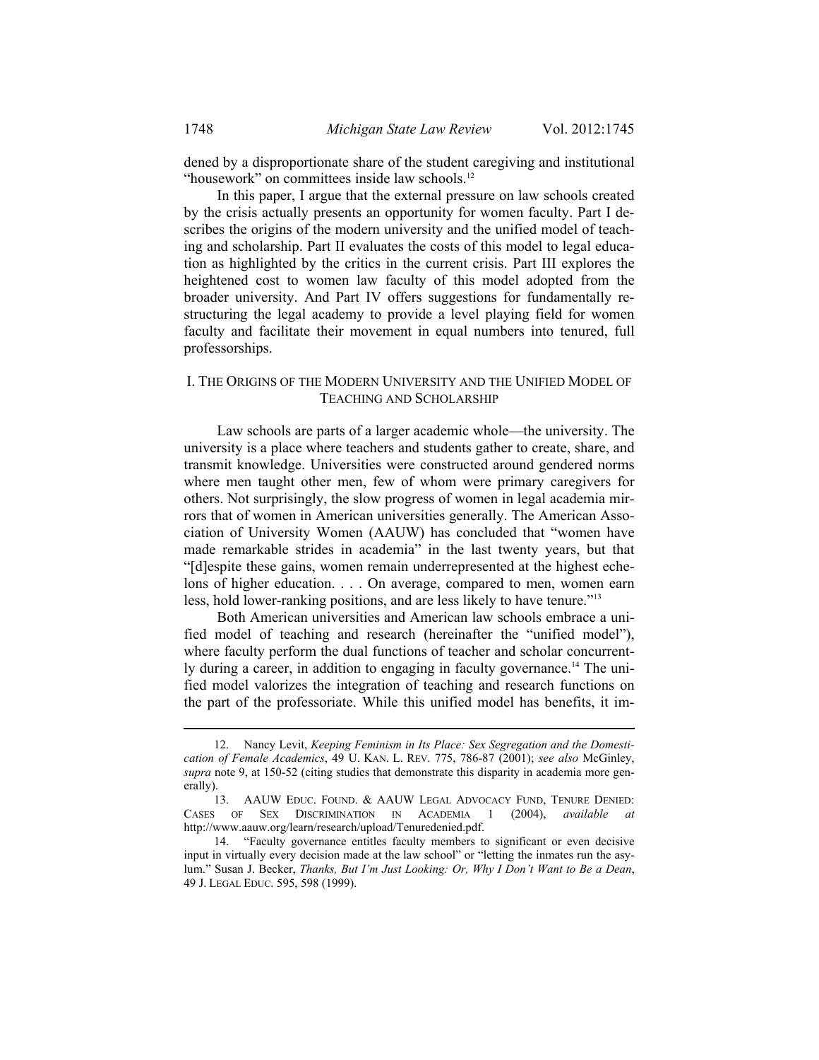dened by a disproportionate share of the student caregiving and institutional "housework" on committees inside law schools.[12]

In this paper, I argue that the external pressure on law schools created by the crisis actually presents an opportunity for women faculty. Part I describes the origins of the modern university and the unified model of teaching and scholarship. Part II evaluates the costs of this model to legal education as highlighted by the critics in the current crisis. Part III explores the heightened cost to women law faculty of this model adopted from the broader university. And Part IV offers suggestions for fundamentally restructuring the legal academy to provide a level playing field for women faculty and facilitate their movement in equal numbers into tenured, full professorships.

## I. THE ORIGINS OF THE MODERN UNIVERSITY AND THE UNIFIED MODEL OF TEACHING AND SCHOLARSHIP

Law schools are parts of a larger academic whole—the university. The university is a place where teachers and students gather to create, share, and transmit knowledge. Universities were constructed around gendered norms where men taught other men, few of whom were primary caregivers for others. Not surprisingly, the slow progress of women in legal academia mirrors that of women in American universities generally. The American Association of University Women (AAUW) has concluded that "women have made remarkable strides in academia" in the last twenty years, but that "[d]espite these gains, women remain underrepresented at the highest echelons of higher education. . . . On average, compared to men, women earn less, hold lower-ranking positions, and are less likely to have tenure."[13]

Both American universities and American law schools embrace a unified model of teaching and research (hereinafter the "unified model"), where faculty perform the dual functions of teacher and scholar concurrently during a career, in addition to engaging in faculty governance.[14] The unified model valorizes the integration of teaching and research functions on the part of the professoriate. While this unified model has benefits, it im-

---

12. Nancy Levit, *Keeping Feminism in Its Place: Sex Segregation and the Domestication of Female Academics*, 49 U. KAN. L. REV. 775, 786-87 (2001); *see also* McGinley, *supra* note 9, at 150-52 (citing studies that demonstrate this disparity in academia more generally).

13. AAUW EDUC. FOUND. & AAUW LEGAL ADVOCACY FUND, TENURE DENIED: CASES OF SEX DISCRIMINATION IN ACADEMIA 1 (2004), *available at* http://www.aauw.org/learn/research/upload/Tenuredenied.pdf.

14. "Faculty governance entitles faculty members to significant or even decisive input in virtually every decision made at the law school" or "letting the inmates run the asylum." Susan J. Becker, *Thanks, But I'm Just Looking: Or, Why I Don't Want to Be a Dean*, 49 J. LEGAL EDUC. 595, 598 (1999).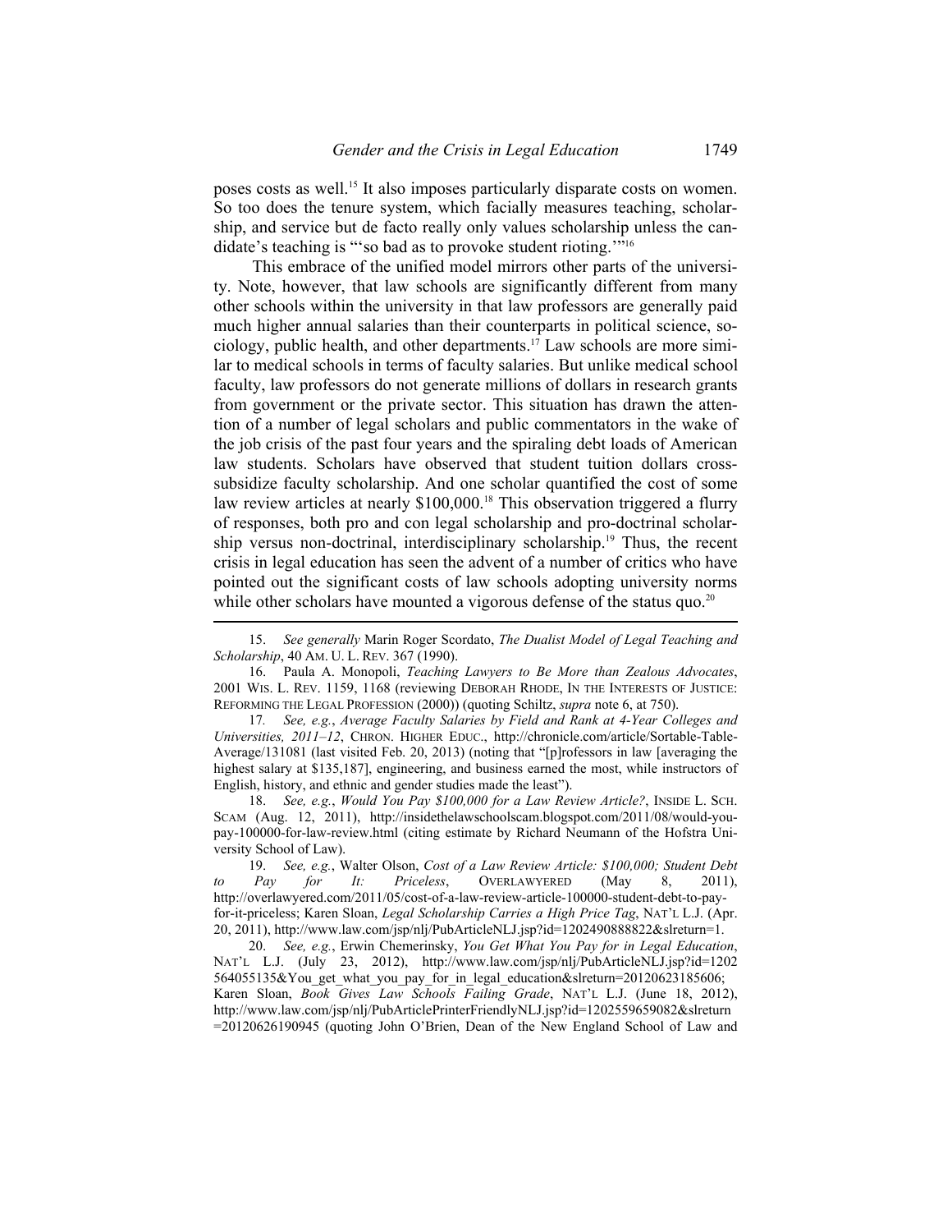poses costs as well.[15] It also imposes particularly disparate costs on women. So too does the tenure system, which facially measures teaching, scholarship, and service but de facto really only values scholarship unless the candidate's teaching is "'so bad as to provoke student rioting.'"[16]

This embrace of the unified model mirrors other parts of the university. Note, however, that law schools are significantly different from many other schools within the university in that law professors are generally paid much higher annual salaries than their counterparts in political science, sociology, public health, and other departments.[17] Law schools are more similar to medical schools in terms of faculty salaries. But unlike medical school faculty, law professors do not generate millions of dollars in research grants from government or the private sector. This situation has drawn the attention of a number of legal scholars and public commentators in the wake of the job crisis of the past four years and the spiraling debt loads of American law students. Scholars have observed that student tuition dollars cross-subsidize faculty scholarship. And one scholar quantified the cost of some law review articles at nearly $100,000.[18] This observation triggered a flurry of responses, both pro and con legal scholarship and pro-doctrinal scholarship versus non-doctrinal, interdisciplinary scholarship.[19] Thus, the recent crisis in legal education has seen the advent of a number of critics who have pointed out the significant costs of law schools adopting university norms while other scholars have mounted a vigorous defense of the status quo.[20]

---

15. *See generally* Marin Roger Scordato, *The Dualist Model of Legal Teaching and Scholarship*, 40 AM. U. L. REV. 367 (1990).

16. Paula A. Monopoli, *Teaching Lawyers to Be More than Zealous Advocates*, 2001 WIS. L. REV. 1159, 1168 (reviewing DEBORAH RHODE, IN THE INTERESTS OF JUSTICE: REFORMING THE LEGAL PROFESSION (2000)) (quoting Schiltz, *supra* note 6, at 750).

17. *See, e.g.*, *Average Faculty Salaries by Field and Rank at 4-Year Colleges and Universities, 2011–12*, CHRON. HIGHER EDUC., http://chronicle.com/article/Sortable-Table-Average/131081 (last visited Feb. 20, 2013) (noting that "[p]rofessors in law [averaging the highest salary at $135,187], engineering, and business earned the most, while instructors of English, history, and ethnic and gender studies made the least").

18. *See, e.g.*, *Would You Pay $100,000 for a Law Review Article?*, INSIDE L. SCH. SCAM (Aug. 12, 2011), http://insidethelawschoolscam.blogspot.com/2011/08/would-you-pay-100000-for-law-review.html (citing estimate by Richard Neumann of the Hofstra University School of Law).

19. *See, e.g.*, Walter Olson, *Cost of a Law Review Article: $100,000; Student Debt to Pay for It: Priceless*, OVERLAWYERED (May 8, 2011), http://overlawyered.com/2011/05/cost-of-a-law-review-article-100000-student-debt-to-pay-for-it-priceless; Karen Sloan, *Legal Scholarship Carries a High Price Tag*, NAT'L L.J. (Apr. 20, 2011), http://www.law.com/jsp/nlj/PubArticleNLJ.jsp?id=1202490888822&slreturn=1.

20. *See, e.g.*, Erwin Chemerinsky, *You Get What You Pay for in Legal Education*, NAT'L L.J. (July 23, 2012), http://www.law.com/jsp/nlj/PubArticleNLJ.jsp?id=1202564055135&You_get_what_you_pay_for_in_legal_education&slreturn=20120623185606; Karen Sloan, *Book Gives Law Schools Failing Grade*, NAT'L L.J. (June 18, 2012), http://www.law.com/jsp/nlj/PubArticlePrinterFriendlyNLJ.jsp?id=1202559659082&slreturn=20120626190945 (quoting John O'Brien, Dean of the New England School of Law and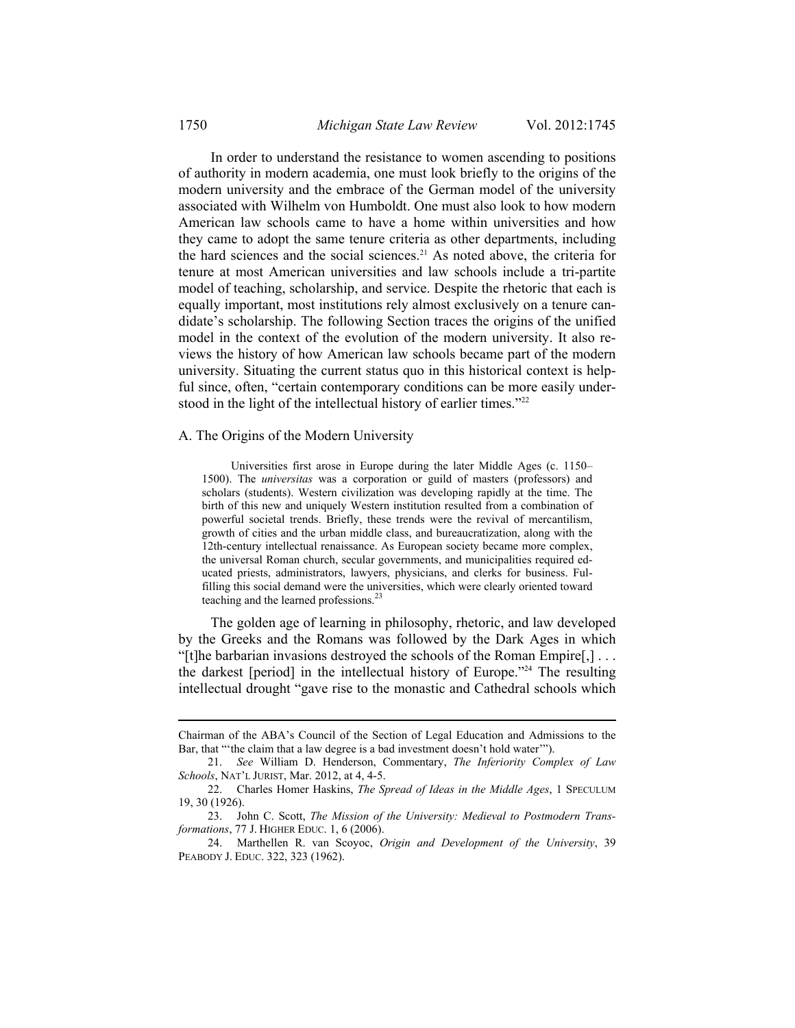In order to understand the resistance to women ascending to positions of authority in modern academia, one must look briefly to the origins of the modern university and the embrace of the German model of the university associated with Wilhelm von Humboldt. One must also look to how modern American law schools came to have a home within universities and how they came to adopt the same tenure criteria as other departments, including the hard sciences and the social sciences.[21] As noted above, the criteria for tenure at most American universities and law schools include a tri-partite model of teaching, scholarship, and service. Despite the rhetoric that each is equally important, most institutions rely almost exclusively on a tenure candidate's scholarship. The following Section traces the origins of the unified model in the context of the evolution of the modern university. It also reviews the history of how American law schools became part of the modern university. Situating the current status quo in this historical context is helpful since, often, "certain contemporary conditions can be more easily understood in the light of the intellectual history of earlier times."[22]

### A. The Origins of the Modern University

> Universities first arose in Europe during the later Middle Ages (c. 1150–1500). The *universitas* was a corporation or guild of masters (professors) and scholars (students). Western civilization was developing rapidly at the time. The birth of this new and uniquely Western institution resulted from a combination of powerful societal trends. Briefly, these trends were the revival of mercantilism, growth of cities and the urban middle class, and bureaucratization, along with the 12th-century intellectual renaissance. As European society became more complex, the universal Roman church, secular governments, and municipalities required educated priests, administrators, lawyers, physicians, and clerks for business. Fulfilling this social demand were the universities, which were clearly oriented toward teaching and the learned professions.[23]

The golden age of learning in philosophy, rhetoric, and law developed by the Greeks and the Romans was followed by the Dark Ages in which "[t]he barbarian invasions destroyed the schools of the Roman Empire[,] . . . the darkest [period] in the intellectual history of Europe."[24] The resulting intellectual drought "gave rise to the monastic and Cathedral schools which

---

Chairman of the ABA's Council of the Section of Legal Education and Admissions to the Bar, that "'the claim that a law degree is a bad investment doesn't hold water'").

21. *See* William D. Henderson, Commentary, *The Inferiority Complex of Law Schools*, NAT'L JURIST, Mar. 2012, at 4, 4-5.

22. Charles Homer Haskins, *The Spread of Ideas in the Middle Ages*, 1 SPECULUM 19, 30 (1926).

23. John C. Scott, *The Mission of the University: Medieval to Postmodern Transformations*, 77 J. HIGHER EDUC. 1, 6 (2006).

24. Marthellen R. van Scoyoc, *Origin and Development of the University*, 39 PEABODY J. EDUC. 322, 323 (1962).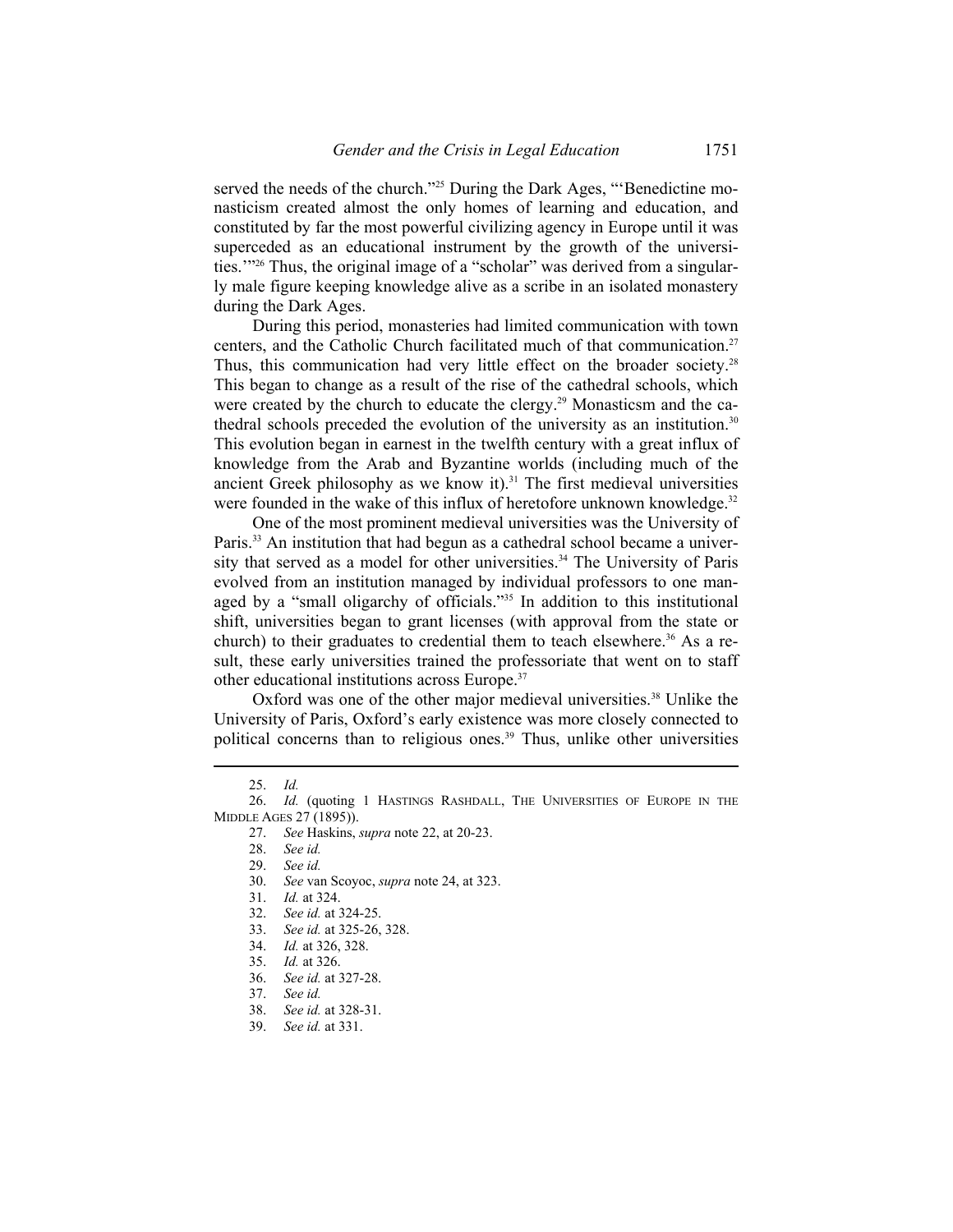served the needs of the church."[25] During the Dark Ages, "'Benedictine monasticism created almost the only homes of learning and education, and constituted by far the most powerful civilizing agency in Europe until it was superceded as an educational instrument by the growth of the universities.'"[26] Thus, the original image of a "scholar" was derived from a singularly male figure keeping knowledge alive as a scribe in an isolated monastery during the Dark Ages.

During this period, monasteries had limited communication with town centers, and the Catholic Church facilitated much of that communication.[27] Thus, this communication had very little effect on the broader society.[28] This began to change as a result of the rise of the cathedral schools, which were created by the church to educate the clergy.[29] Monasticsm and the cathedral schools preceded the evolution of the university as an institution.[30] This evolution began in earnest in the twelfth century with a great influx of knowledge from the Arab and Byzantine worlds (including much of the ancient Greek philosophy as we know it).[31] The first medieval universities were founded in the wake of this influx of heretofore unknown knowledge.[32]

One of the most prominent medieval universities was the University of Paris.[33] An institution that had begun as a cathedral school became a university that served as a model for other universities.[34] The University of Paris evolved from an institution managed by individual professors to one managed by a "small oligarchy of officials."[35] In addition to this institutional shift, universities began to grant licenses (with approval from the state or church) to their graduates to credential them to teach elsewhere.[36] As a result, these early universities trained the professoriate that went on to staff other educational institutions across Europe.[37]

Oxford was one of the other major medieval universities.[38] Unlike the University of Paris, Oxford's early existence was more closely connected to political concerns than to religious ones.[39] Thus, unlike other universities

---

25. *Id.*

26. *Id.* (quoting 1 HASTINGS RASHDALL, THE UNIVERSITIES OF EUROPE IN THE MIDDLE AGES 27 (1895)).

27. *See* Haskins, *supra* note 22, at 20-23.

28. *See id.*

29. *See id.*

30. *See* van Scoyoc, *supra* note 24, at 323.

31. *Id.* at 324.

32. *See id.* at 324-25.

33. *See id.* at 325-26, 328.

34. *Id.* at 326, 328.

35. *Id.* at 326.

36. *See id.* at 327-28.

37. *See id.*

38. *See id.* at 328-31.

39. *See id.* at 331.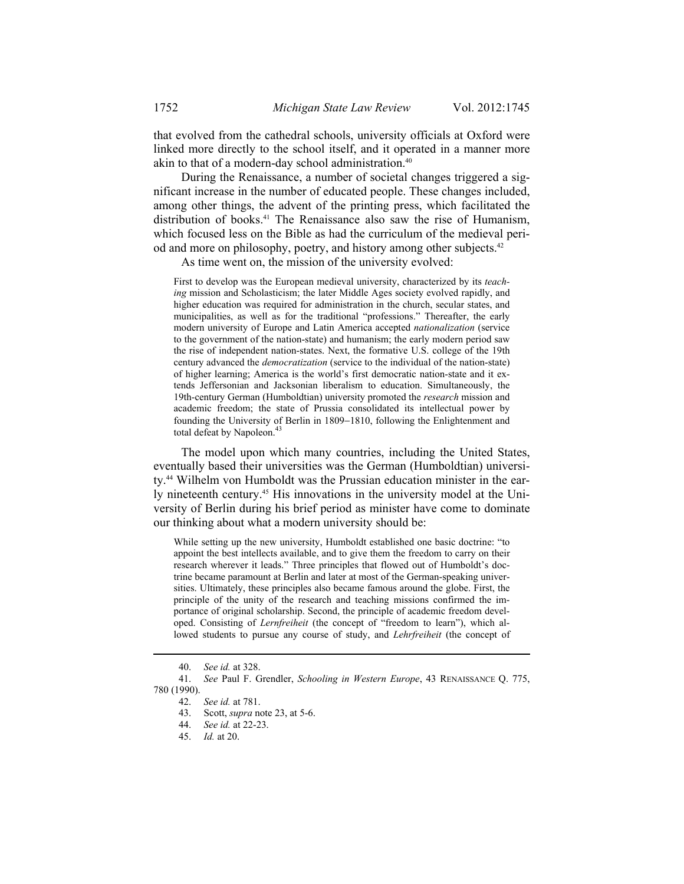that evolved from the cathedral schools, university officials at Oxford were linked more directly to the school itself, and it operated in a manner more akin to that of a modern-day school administration.[40]

During the Renaissance, a number of societal changes triggered a significant increase in the number of educated people. These changes included, among other things, the advent of the printing press, which facilitated the distribution of books.[41] The Renaissance also saw the rise of Humanism, which focused less on the Bible as had the curriculum of the medieval period and more on philosophy, poetry, and history among other subjects.[42]

As time went on, the mission of the university evolved:

> First to develop was the European medieval university, characterized by its *teaching* mission and Scholasticism; the later Middle Ages society evolved rapidly, and higher education was required for administration in the church, secular states, and municipalities, as well as for the traditional "professions." Thereafter, the early modern university of Europe and Latin America accepted *nationalization* (service to the government of the nation-state) and humanism; the early modern period saw the rise of independent nation-states. Next, the formative U.S. college of the 19th century advanced the *democratization* (service to the individual of the nation-state) of higher learning; America is the world's first democratic nation-state and it extends Jeffersonian and Jacksonian liberalism to education. Simultaneously, the 19th-century German (Humboldtian) university promoted the *research* mission and academic freedom; the state of Prussia consolidated its intellectual power by founding the University of Berlin in 1809–1810, following the Enlightenment and total defeat by Napoleon.[43]

The model upon which many countries, including the United States, eventually based their universities was the German (Humboldtian) university.[44] Wilhelm von Humboldt was the Prussian education minister in the early nineteenth century.[45] His innovations in the university model at the University of Berlin during his brief period as minister have come to dominate our thinking about what a modern university should be:

> While setting up the new university, Humboldt established one basic doctrine: "to appoint the best intellects available, and to give them the freedom to carry on their research wherever it leads." Three principles that flowed out of Humboldt's doctrine became paramount at Berlin and later at most of the German-speaking universities. Ultimately, these principles also became famous around the globe. First, the principle of the unity of the research and teaching missions confirmed the importance of original scholarship. Second, the principle of academic freedom developed. Consisting of *Lernfreiheit* (the concept of "freedom to learn"), which allowed students to pursue any course of study, and *Lehrfreiheit* (the concept of

---

40. *See id.* at 328.

41. *See* Paul F. Grendler, *Schooling in Western Europe*, 43 RENAISSANCE Q. 775, 780 (1990).

42. *See id.* at 781.

43. Scott, *supra* note 23, at 5-6.

44. *See id.* at 22-23.

45. *Id.* at 20.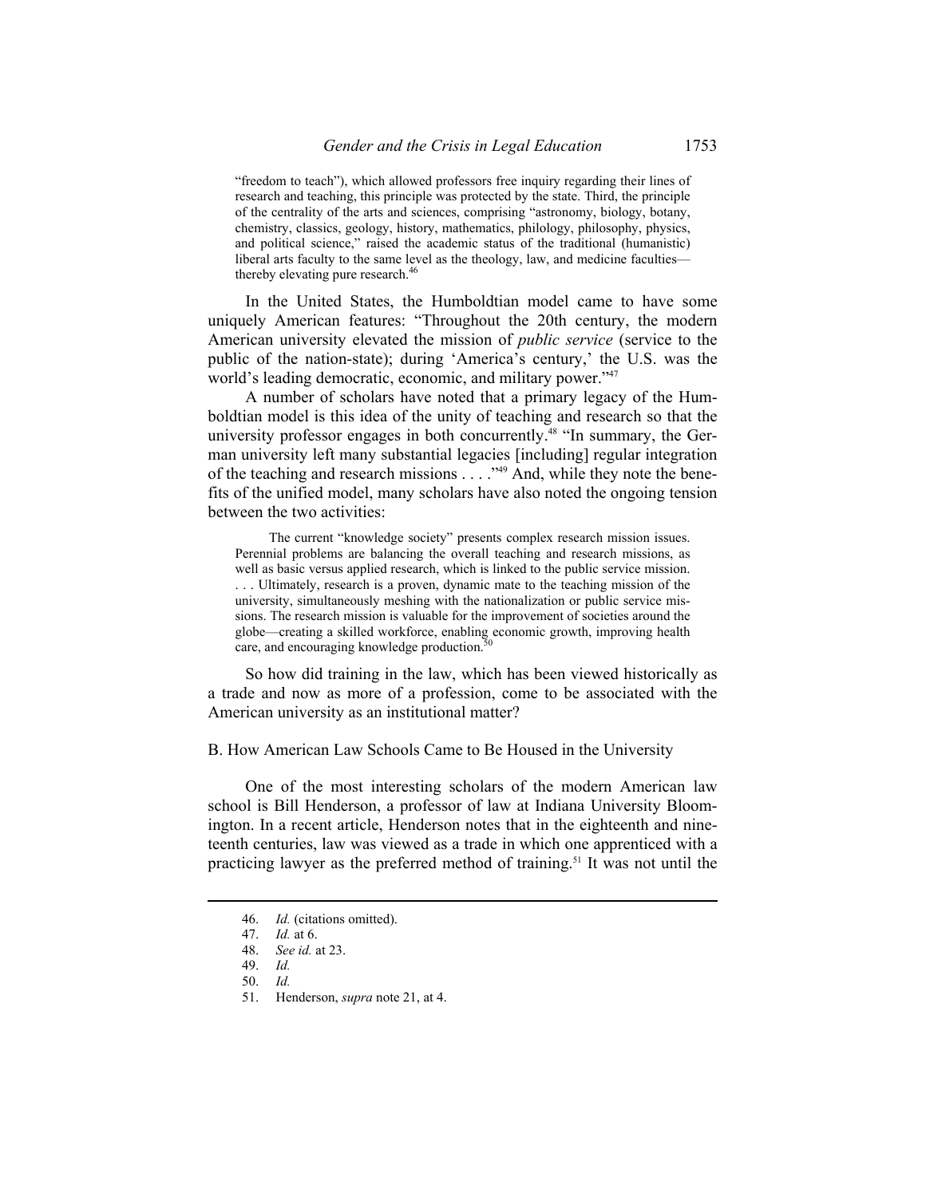"freedom to teach"), which allowed professors free inquiry regarding their lines of research and teaching, this principle was protected by the state. Third, the principle of the centrality of the arts and sciences, comprising "astronomy, biology, botany, chemistry, classics, geology, history, mathematics, philology, philosophy, physics, and political science," raised the academic status of the traditional (humanistic) liberal arts faculty to the same level as the theology, law, and medicine faculties—thereby elevating pure research.[46]

In the United States, the Humboldtian model came to have some uniquely American features: "Throughout the 20th century, the modern American university elevated the mission of *public service* (service to the public of the nation-state); during 'America's century,' the U.S. was the world's leading democratic, economic, and military power."[47]

A number of scholars have noted that a primary legacy of the Humboldtian model is this idea of the unity of teaching and research so that the university professor engages in both concurrently.[48] "In summary, the German university left many substantial legacies [including] regular integration of the teaching and research missions . . . ."[49] And, while they note the benefits of the unified model, many scholars have also noted the ongoing tension between the two activities:

> The current "knowledge society" presents complex research mission issues. Perennial problems are balancing the overall teaching and research missions, as well as basic versus applied research, which is linked to the public service mission. . . . Ultimately, research is a proven, dynamic mate to the teaching mission of the university, simultaneously meshing with the nationalization or public service missions. The research mission is valuable for the improvement of societies around the globe—creating a skilled workforce, enabling economic growth, improving health care, and encouraging knowledge production.[50]

So how did training in the law, which has been viewed historically as a trade and now as more of a profession, come to be associated with the American university as an institutional matter?

### B. How American Law Schools Came to Be Housed in the University

One of the most interesting scholars of the modern American law school is Bill Henderson, a professor of law at Indiana University Bloomington. In a recent article, Henderson notes that in the eighteenth and nineteenth centuries, law was viewed as a trade in which one apprenticed with a practicing lawyer as the preferred method of training.[51] It was not until the

---

46. *Id.* (citations omitted).
47. *Id.* at 6.
48. *See id.* at 23.
49. *Id.*
50. *Id.*
51. Henderson, *supra* note 21, at 4.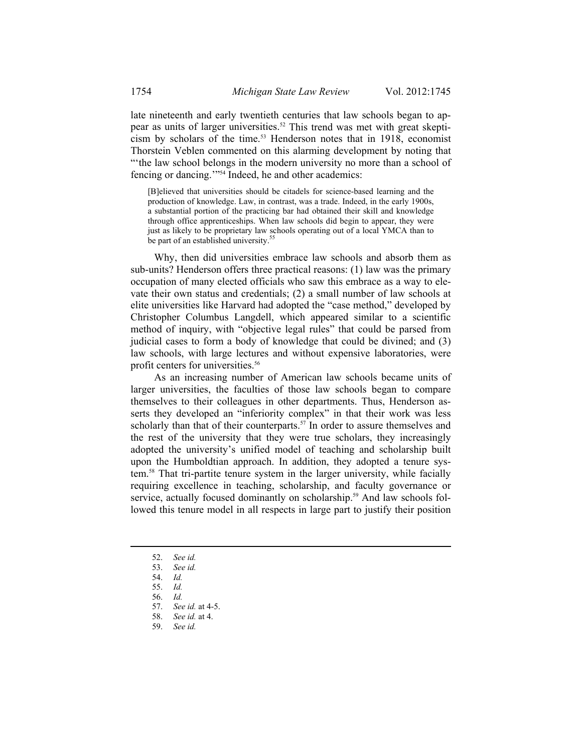late nineteenth and early twentieth centuries that law schools began to appear as units of larger universities.[52] This trend was met with great skepticism by scholars of the time.[53] Henderson notes that in 1918, economist Thorstein Veblen commented on this alarming development by noting that "'the law school belongs in the modern university no more than a school of fencing or dancing.'"[54] Indeed, he and other academics:

> [B]elieved that universities should be citadels for science-based learning and the production of knowledge. Law, in contrast, was a trade. Indeed, in the early 1900s, a substantial portion of the practicing bar had obtained their skill and knowledge through office apprenticeships. When law schools did begin to appear, they were just as likely to be proprietary law schools operating out of a local YMCA than to be part of an established university.[55]

Why, then did universities embrace law schools and absorb them as sub-units? Henderson offers three practical reasons: (1) law was the primary occupation of many elected officials who saw this embrace as a way to elevate their own status and credentials; (2) a small number of law schools at elite universities like Harvard had adopted the "case method," developed by Christopher Columbus Langdell, which appeared similar to a scientific method of inquiry, with "objective legal rules" that could be parsed from judicial cases to form a body of knowledge that could be divined; and (3) law schools, with large lectures and without expensive laboratories, were profit centers for universities.[56]

As an increasing number of American law schools became units of larger universities, the faculties of those law schools began to compare themselves to their colleagues in other departments. Thus, Henderson asserts they developed an "inferiority complex" in that their work was less scholarly than that of their counterparts.[57] In order to assure themselves and the rest of the university that they were true scholars, they increasingly adopted the university's unified model of teaching and scholarship built upon the Humboldtian approach. In addition, they adopted a tenure system.[58] That tri-partite tenure system in the larger university, while facially requiring excellence in teaching, scholarship, and faculty governance or service, actually focused dominantly on scholarship.[59] And law schools followed this tenure model in all respects in large part to justify their position

52. *See id.*
53. *See id.*
54. *Id.*
55. *Id.*
56. *Id.*
57. *See id.* at 4-5.
58. *See id.* at 4.
59. *See id.*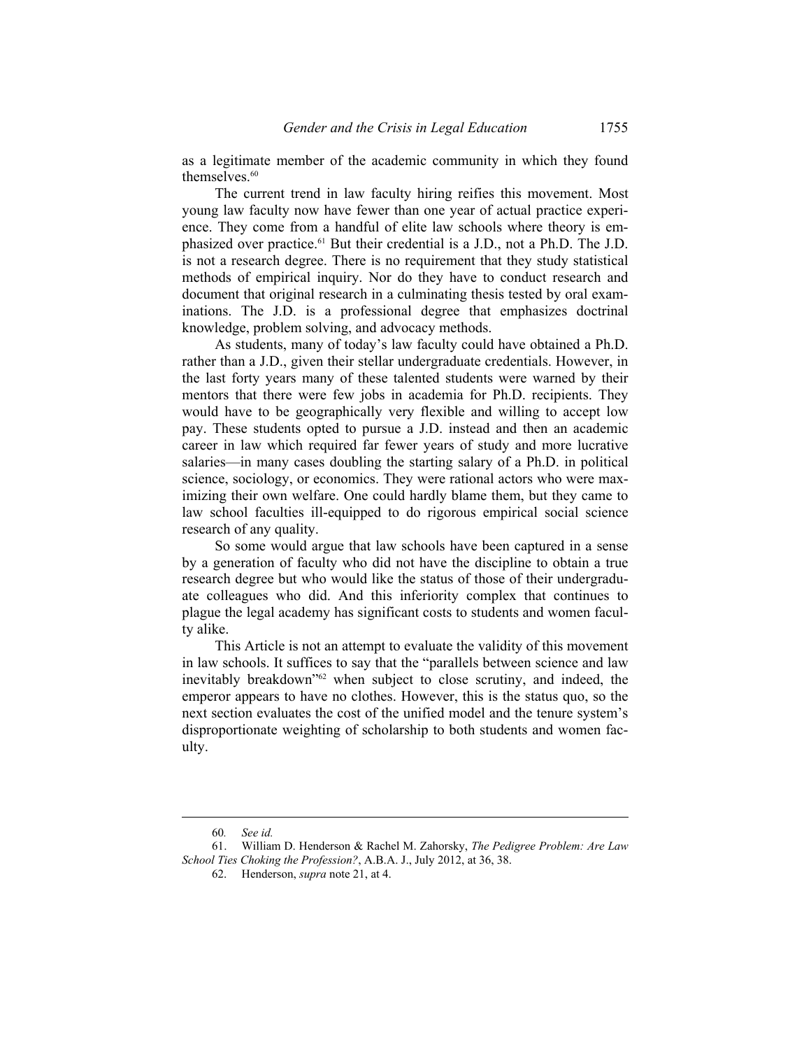as a legitimate member of the academic community in which they found themselves.[60]

The current trend in law faculty hiring reifies this movement. Most young law faculty now have fewer than one year of actual practice experience. They come from a handful of elite law schools where theory is emphasized over practice.[61] But their credential is a J.D., not a Ph.D. The J.D. is not a research degree. There is no requirement that they study statistical methods of empirical inquiry. Nor do they have to conduct research and document that original research in a culminating thesis tested by oral examinations. The J.D. is a professional degree that emphasizes doctrinal knowledge, problem solving, and advocacy methods.

As students, many of today's law faculty could have obtained a Ph.D. rather than a J.D., given their stellar undergraduate credentials. However, in the last forty years many of these talented students were warned by their mentors that there were few jobs in academia for Ph.D. recipients. They would have to be geographically very flexible and willing to accept low pay. These students opted to pursue a J.D. instead and then an academic career in law which required far fewer years of study and more lucrative salaries—in many cases doubling the starting salary of a Ph.D. in political science, sociology, or economics. They were rational actors who were maximizing their own welfare. One could hardly blame them, but they came to law school faculties ill-equipped to do rigorous empirical social science research of any quality.

So some would argue that law schools have been captured in a sense by a generation of faculty who did not have the discipline to obtain a true research degree but who would like the status of those of their undergraduate colleagues who did. And this inferiority complex that continues to plague the legal academy has significant costs to students and women faculty alike.

This Article is not an attempt to evaluate the validity of this movement in law schools. It suffices to say that the "parallels between science and law inevitably breakdown"[62] when subject to close scrutiny, and indeed, the emperor appears to have no clothes. However, this is the status quo, so the next section evaluates the cost of the unified model and the tenure system's disproportionate weighting of scholarship to both students and women faculty.

---

60. *See id.*

61. William D. Henderson & Rachel M. Zahorsky, *The Pedigree Problem: Are Law School Ties Choking the Profession?*, A.B.A. J., July 2012, at 36, 38.

62. Henderson, *supra* note 21, at 4.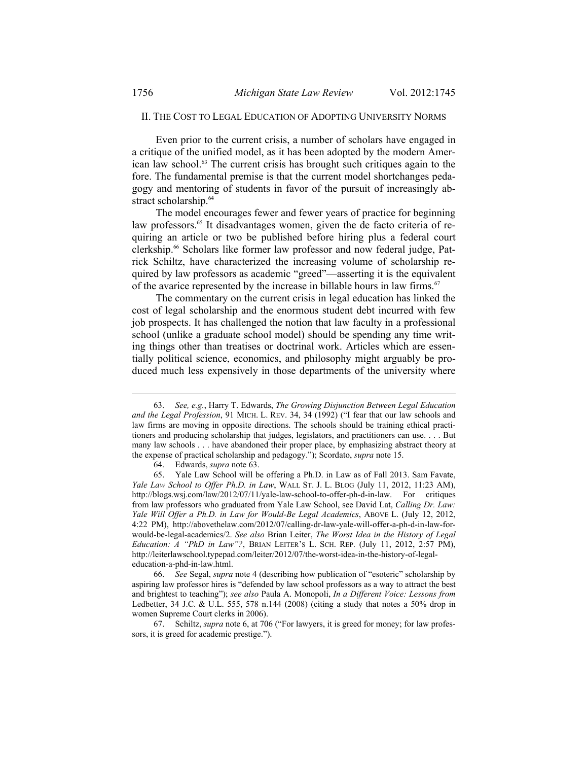## II. THE COST TO LEGAL EDUCATION OF ADOPTING UNIVERSITY NORMS

Even prior to the current crisis, a number of scholars have engaged in a critique of the unified model, as it has been adopted by the modern American law school.[63] The current crisis has brought such critiques again to the fore. The fundamental premise is that the current model shortchanges pedagogy and mentoring of students in favor of the pursuit of increasingly abstract scholarship.[64]

The model encourages fewer and fewer years of practice for beginning law professors.[65] It disadvantages women, given the de facto criteria of requiring an article or two be published before hiring plus a federal court clerkship.[66] Scholars like former law professor and now federal judge, Patrick Schiltz, have characterized the increasing volume of scholarship required by law professors as academic "greed"—asserting it is the equivalent of the avarice represented by the increase in billable hours in law firms.[67]

The commentary on the current crisis in legal education has linked the cost of legal scholarship and the enormous student debt incurred with few job prospects. It has challenged the notion that law faculty in a professional school (unlike a graduate school model) should be spending any time writing things other than treatises or doctrinal work. Articles which are essentially political science, economics, and philosophy might arguably be produced much less expensively in those departments of the university where

---

63. *See, e.g.*, Harry T. Edwards, *The Growing Disjunction Between Legal Education and the Legal Profession*, 91 MICH. L. REV. 34, 34 (1992) ("I fear that our law schools and law firms are moving in opposite directions. The schools should be training ethical practitioners and producing scholarship that judges, legislators, and practitioners can use. . . . But many law schools . . . have abandoned their proper place, by emphasizing abstract theory at the expense of practical scholarship and pedagogy."); Scordato, *supra* note 15.

64. Edwards, *supra* note 63.

65. Yale Law School will be offering a Ph.D. in Law as of Fall 2013. Sam Favate, *Yale Law School to Offer Ph.D. in Law*, WALL ST. J. L. BLOG (July 11, 2012, 11:23 AM), http://blogs.wsj.com/law/2012/07/11/yale-law-school-to-offer-ph-d-in-law. For critiques from law professors who graduated from Yale Law School, see David Lat, *Calling Dr. Law: Yale Will Offer a Ph.D. in Law for Would-Be Legal Academics*, ABOVE L. (July 12, 2012, 4:22 PM), http://abovethelaw.com/2012/07/calling-dr-law-yale-will-offer-a-ph-d-in-law-for-would-be-legal-academics/2. *See also* Brian Leiter, *The Worst Idea in the History of Legal Education: A "PhD in Law"?*, BRIAN LEITER'S L. SCH. REP. (July 11, 2012, 2:57 PM), http://leiterlawschool.typepad.com/leiter/2012/07/the-worst-idea-in-the-history-of-legal-education-a-phd-in-law.html.

66. *See* Segal, *supra* note 4 (describing how publication of "esoteric" scholarship by aspiring law professor hires is "defended by law school professors as a way to attract the best and brightest to teaching"); *see also* Paula A. Monopoli, *In a Different Voice: Lessons from* Ledbetter, 34 J.C. & U.L. 555, 578 n.144 (2008) (citing a study that notes a 50% drop in women Supreme Court clerks in 2006).

67. Schiltz, *supra* note 6, at 706 ("For lawyers, it is greed for money; for law professors, it is greed for academic prestige.").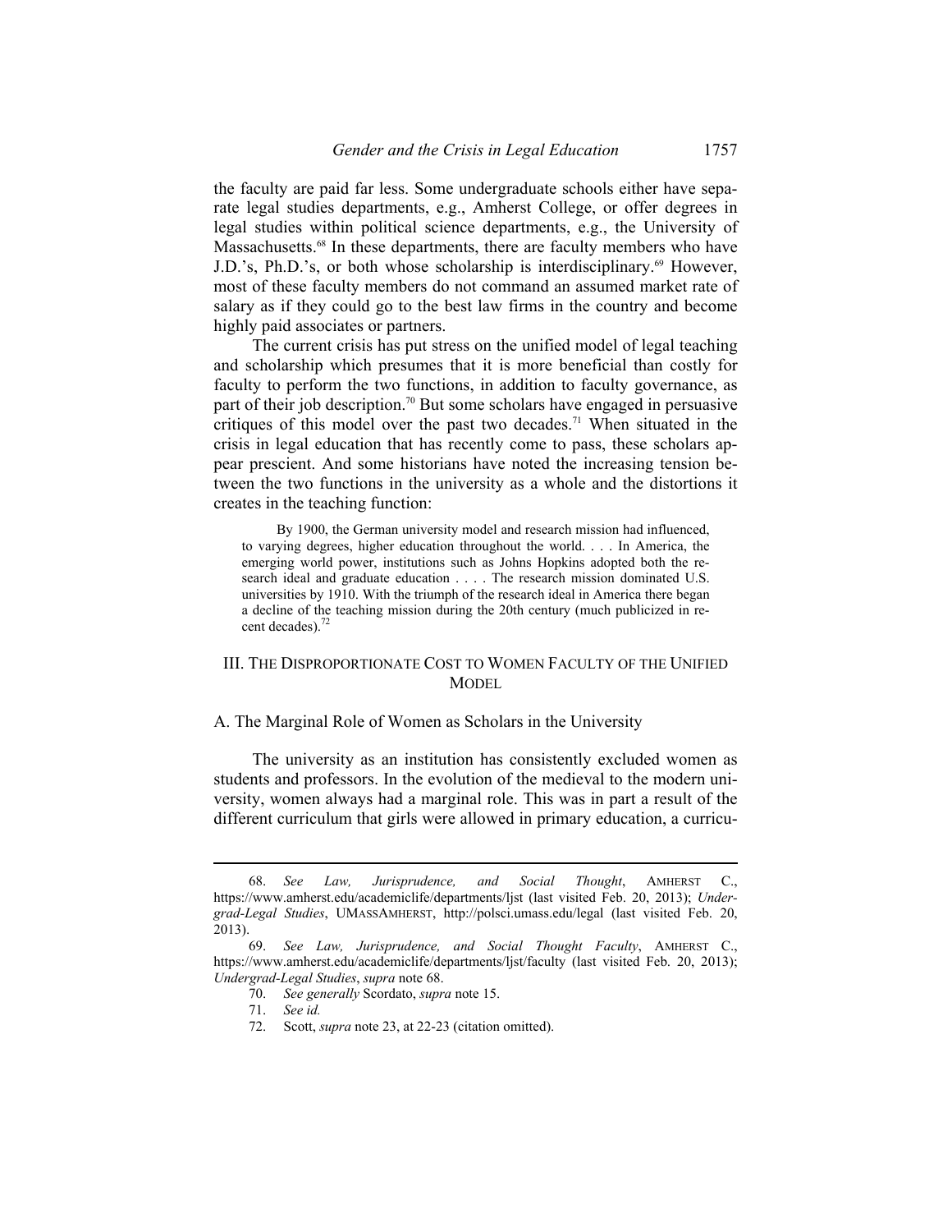the faculty are paid far less. Some undergraduate schools either have separate legal studies departments, e.g., Amherst College, or offer degrees in legal studies within political science departments, e.g., the University of Massachusetts.[68] In these departments, there are faculty members who have J.D.'s, Ph.D.'s, or both whose scholarship is interdisciplinary.[69] However, most of these faculty members do not command an assumed market rate of salary as if they could go to the best law firms in the country and become highly paid associates or partners.

The current crisis has put stress on the unified model of legal teaching and scholarship which presumes that it is more beneficial than costly for faculty to perform the two functions, in addition to faculty governance, as part of their job description.[70] But some scholars have engaged in persuasive critiques of this model over the past two decades.[71] When situated in the crisis in legal education that has recently come to pass, these scholars appear prescient. And some historians have noted the increasing tension between the two functions in the university as a whole and the distortions it creates in the teaching function:

> By 1900, the German university model and research mission had influenced, to varying degrees, higher education throughout the world. . . . In America, the emerging world power, institutions such as Johns Hopkins adopted both the research ideal and graduate education . . . . The research mission dominated U.S. universities by 1910. With the triumph of the research ideal in America there began a decline of the teaching mission during the 20th century (much publicized in recent decades).[72]

## III. The Disproportionate Cost to Women Faculty of the Unified Model

### A. The Marginal Role of Women as Scholars in the University

The university as an institution has consistently excluded women as students and professors. In the evolution of the medieval to the modern university, women always had a marginal role. This was in part a result of the different curriculum that girls were allowed in primary education, a curricu-

---

68. *See Law, Jurisprudence, and Social Thought*, AMHERST C., https://www.amherst.edu/academiclife/departments/ljst (last visited Feb. 20, 2013); *Undergrad-Legal Studies*, UMASSAMHERST, http://polsci.umass.edu/legal (last visited Feb. 20, 2013).

69. *See Law, Jurisprudence, and Social Thought Faculty*, AMHERST C., https://www.amherst.edu/academiclife/departments/ljst/faculty (last visited Feb. 20, 2013); *Undergrad-Legal Studies*, *supra* note 68.

70. *See generally* Scordato, *supra* note 15.

71. *See id.*

72. Scott, *supra* note 23, at 22-23 (citation omitted).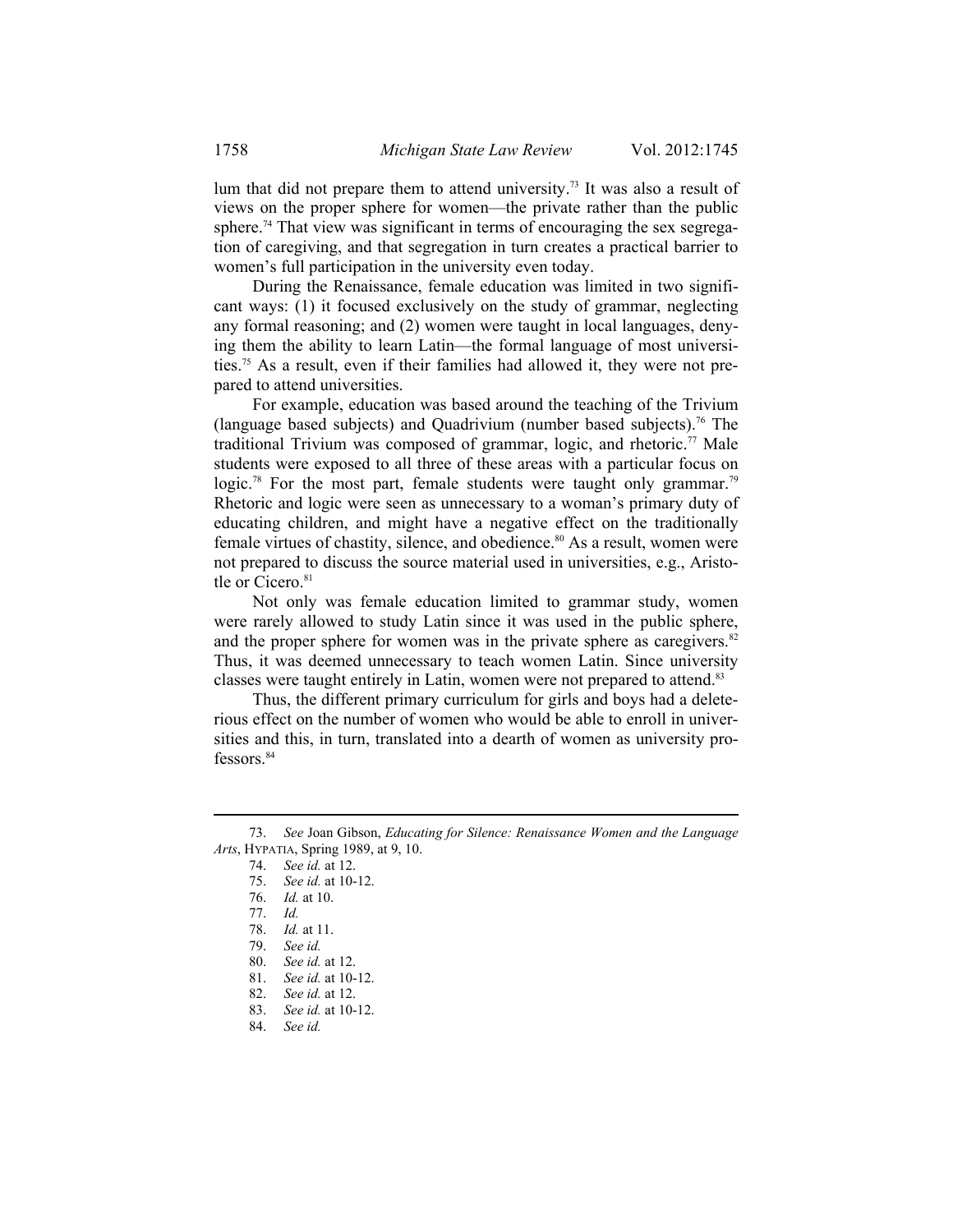lum that did not prepare them to attend university.[73] It was also a result of views on the proper sphere for women—the private rather than the public sphere.[74] That view was significant in terms of encouraging the sex segregation of caregiving, and that segregation in turn creates a practical barrier to women's full participation in the university even today.

During the Renaissance, female education was limited in two significant ways: (1) it focused exclusively on the study of grammar, neglecting any formal reasoning; and (2) women were taught in local languages, denying them the ability to learn Latin—the formal language of most universities.[75] As a result, even if their families had allowed it, they were not prepared to attend universities.

For example, education was based around the teaching of the Trivium (language based subjects) and Quadrivium (number based subjects).[76] The traditional Trivium was composed of grammar, logic, and rhetoric.[77] Male students were exposed to all three of these areas with a particular focus on logic.[78] For the most part, female students were taught only grammar.[79] Rhetoric and logic were seen as unnecessary to a woman's primary duty of educating children, and might have a negative effect on the traditionally female virtues of chastity, silence, and obedience.[80] As a result, women were not prepared to discuss the source material used in universities, e.g., Aristotle or Cicero.[81]

Not only was female education limited to grammar study, women were rarely allowed to study Latin since it was used in the public sphere, and the proper sphere for women was in the private sphere as caregivers.[82] Thus, it was deemed unnecessary to teach women Latin. Since university classes were taught entirely in Latin, women were not prepared to attend.[83]

Thus, the different primary curriculum for girls and boys had a deleterious effect on the number of women who would be able to enroll in universities and this, in turn, translated into a dearth of women as university professors.[84]

---

73. *See* Joan Gibson, *Educating for Silence: Renaissance Women and the Language Arts*, HYPATIA, Spring 1989, at 9, 10.
74. *See id.* at 12.
75. *See id.* at 10-12.
76. *Id.* at 10.
77. *Id.*
78. *Id.* at 11.
79. *See id.*
80. *See id.* at 12.
81. *See id.* at 10-12.
82. *See id.* at 12.
83. *See id.* at 10-12.
84. *See id.*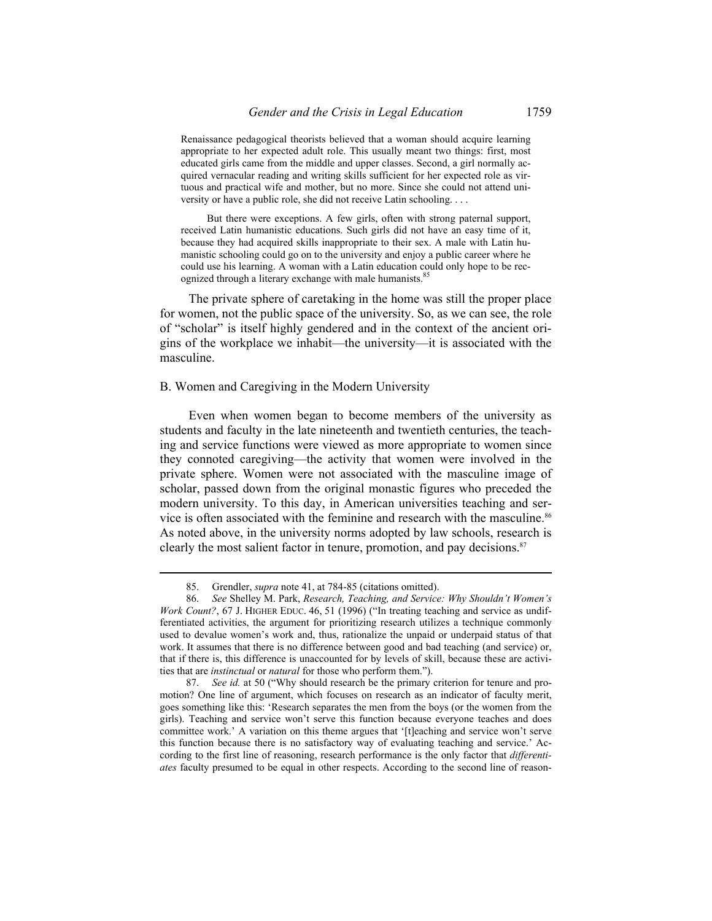> Renaissance pedagogical theorists believed that a woman should acquire learning appropriate to her expected adult role. This usually meant two things: first, most educated girls came from the middle and upper classes. Second, a girl normally acquired vernacular reading and writing skills sufficient for her expected role as virtuous and practical wife and mother, but no more. Since she could not attend university or have a public role, she did not receive Latin schooling. . . .
>
> But there were exceptions. A few girls, often with strong paternal support, received Latin humanistic educations. Such girls did not have an easy time of it, because they had acquired skills inappropriate to their sex. A male with Latin humanistic schooling could go on to the university and enjoy a public career where he could use his learning. A woman with a Latin education could only hope to be recognized through a literary exchange with male humanists.[85]

The private sphere of caretaking in the home was still the proper place for women, not the public space of the university. So, as we can see, the role of "scholar" is itself highly gendered and in the context of the ancient origins of the workplace we inhabit—the university—it is associated with the masculine.

### B. Women and Caregiving in the Modern University

Even when women began to become members of the university as students and faculty in the late nineteenth and twentieth centuries, the teaching and service functions were viewed as more appropriate to women since they connoted caregiving—the activity that women were involved in the private sphere. Women were not associated with the masculine image of scholar, passed down from the original monastic figures who preceded the modern university. To this day, in American universities teaching and service is often associated with the feminine and research with the masculine.[86] As noted above, in the university norms adopted by law schools, research is clearly the most salient factor in tenure, promotion, and pay decisions.[87]

---

85. Grendler, *supra* note 41, at 784-85 (citations omitted).

86. *See* Shelley M. Park, *Research, Teaching, and Service: Why Shouldn't Women's Work Count?*, 67 J. HIGHER EDUC. 46, 51 (1996) ("In treating teaching and service as undifferentiated activities, the argument for prioritizing research utilizes a technique commonly used to devalue women's work and, thus, rationalize the unpaid or underpaid status of that work. It assumes that there is no difference between good and bad teaching (and service) or, that if there is, this difference is unaccounted for by levels of skill, because these are activities that are *instinctual* or *natural* for those who perform them.").

87. *See id.* at 50 ("Why should research be the primary criterion for tenure and promotion? One line of argument, which focuses on research as an indicator of faculty merit, goes something like this: 'Research separates the men from the boys (or the women from the girls). Teaching and service won't serve this function because everyone teaches and does committee work.' A variation on this theme argues that '[t]eaching and service won't serve this function because there is no satisfactory way of evaluating teaching and service.' According to the first line of reasoning, research performance is the only factor that *differentiates* faculty presumed to be equal in other respects. According to the second line of reason-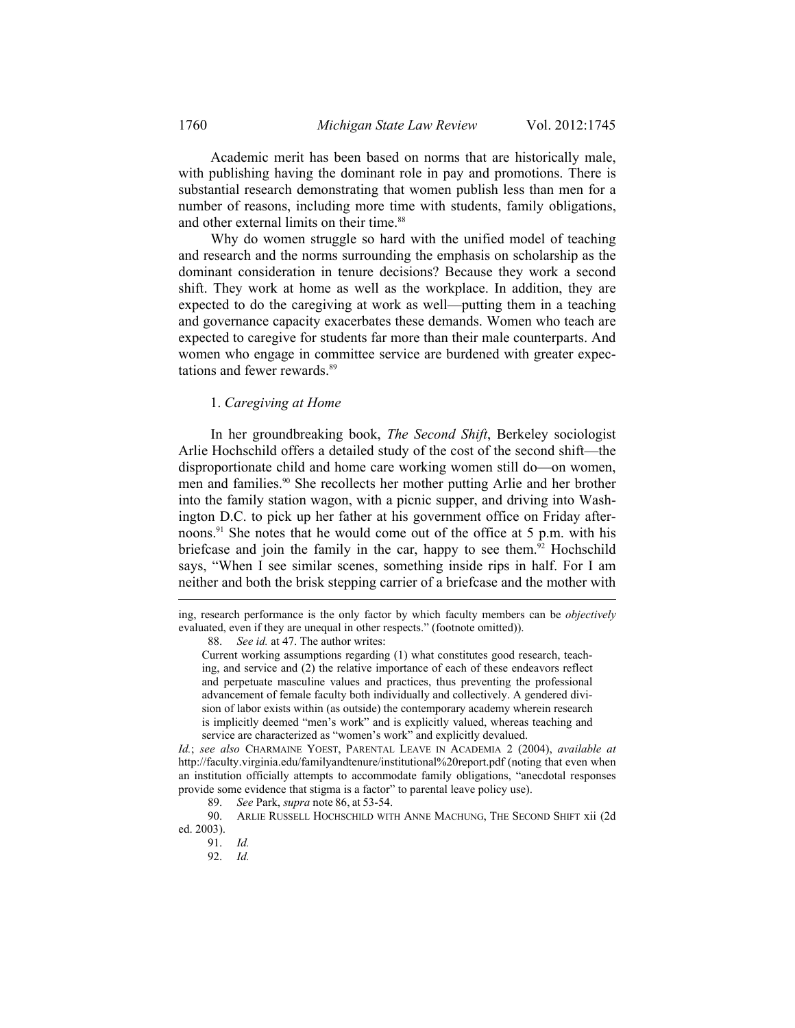Academic merit has been based on norms that are historically male, with publishing having the dominant role in pay and promotions. There is substantial research demonstrating that women publish less than men for a number of reasons, including more time with students, family obligations, and other external limits on their time.[88]

Why do women struggle so hard with the unified model of teaching and research and the norms surrounding the emphasis on scholarship as the dominant consideration in tenure decisions? Because they work a second shift. They work at home as well as the workplace. In addition, they are expected to do the caregiving at work as well—putting them in a teaching and governance capacity exacerbates these demands. Women who teach are expected to caregive for students far more than their male counterparts. And women who engage in committee service are burdened with greater expectations and fewer rewards.[89]

### 1. *Caregiving at Home*

In her groundbreaking book, *The Second Shift*, Berkeley sociologist Arlie Hochschild offers a detailed study of the cost of the second shift—the disproportionate child and home care working women still do—on women, men and families.[90] She recollects her mother putting Arlie and her brother into the family station wagon, with a picnic supper, and driving into Washington D.C. to pick up her father at his government office on Friday afternoons.[91] She notes that he would come out of the office at 5 p.m. with his briefcase and join the family in the car, happy to see them.[92] Hochschild says, "When I see similar scenes, something inside rips in half. For I am neither and both the brisk stepping carrier of a briefcase and the mother with

---

ing, research performance is the only factor by which faculty members can be *objectively* evaluated, even if they are unequal in other respects." (footnote omitted)).

88. *See id.* at 47. The author writes:

> Current working assumptions regarding (1) what constitutes good research, teaching, and service and (2) the relative importance of each of these endeavors reflect and perpetuate masculine values and practices, thus preventing the professional advancement of female faculty both individually and collectively. A gendered division of labor exists within (as outside) the contemporary academy wherein research is implicitly deemed "men's work" and is explicitly valued, whereas teaching and service are characterized as "women's work" and explicitly devalued.

*Id.*; *see also* CHARMAINE YOEST, PARENTAL LEAVE IN ACADEMIA 2 (2004), *available at* http://faculty.virginia.edu/familyandtenure/institutional%20report.pdf (noting that even when an institution officially attempts to accommodate family obligations, "anecdotal responses provide some evidence that stigma is a factor" to parental leave policy use).

89. *See* Park, *supra* note 86, at 53-54.

90. ARLIE RUSSELL HOCHSCHILD WITH ANNE MACHUNG, THE SECOND SHIFT xii (2d ed. 2003).

91. *Id.*

92. *Id.*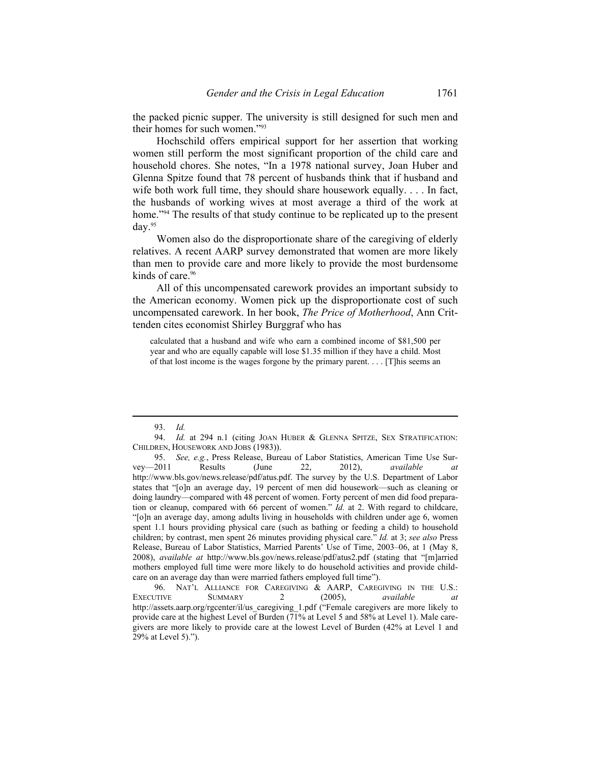the packed picnic supper. The university is still designed for such men and their homes for such women."[93]

Hochschild offers empirical support for her assertion that working women still perform the most significant proportion of the child care and household chores. She notes, "In a 1978 national survey, Joan Huber and Glenna Spitze found that 78 percent of husbands think that if husband and wife both work full time, they should share housework equally. . . . In fact, the husbands of working wives at most average a third of the work at home."[94] The results of that study continue to be replicated up to the present day.[95]

Women also do the disproportionate share of the caregiving of elderly relatives. A recent AARP survey demonstrated that women are more likely than men to provide care and more likely to provide the most burdensome kinds of care.[96]

All of this uncompensated carework provides an important subsidy to the American economy. Women pick up the disproportionate cost of such uncompensated carework. In her book, *The Price of Motherhood*, Ann Crittenden cites economist Shirley Burggraf who has

> calculated that a husband and wife who earn a combined income of $81,500 per year and who are equally capable will lose $1.35 million if they have a child. Most of that lost income is the wages forgone by the primary parent. . . . [T]his seems an

---

93. *Id.*

94. *Id.* at 294 n.1 (citing JOAN HUBER & GLENNA SPITZE, SEX STRATIFICATION: CHILDREN, HOUSEWORK AND JOBS (1983)).

95. *See, e.g.*, Press Release, Bureau of Labor Statistics, American Time Use Survey—2011 Results (June 22, 2012), *available at* http://www.bls.gov/news.release/pdf/atus.pdf. The survey by the U.S. Department of Labor states that "[o]n an average day, 19 percent of men did housework—such as cleaning or doing laundry—compared with 48 percent of women. Forty percent of men did food preparation or cleanup, compared with 66 percent of women." *Id.* at 2. With regard to childcare, "[o]n an average day, among adults living in households with children under age 6, women spent 1.1 hours providing physical care (such as bathing or feeding a child) to household children; by contrast, men spent 26 minutes providing physical care." *Id.* at 3; *see also* Press Release, Bureau of Labor Statistics, Married Parents' Use of Time, 2003–06, at 1 (May 8, 2008), *available at* http://www.bls.gov/news.release/pdf/atus2.pdf (stating that "[m]arried mothers employed full time were more likely to do household activities and provide childcare on an average day than were married fathers employed full time").

96. NAT'L ALLIANCE FOR CAREGIVING & AARP, CAREGIVING IN THE U.S.: EXECUTIVE SUMMARY 2 (2005), *available at* http://assets.aarp.org/rgcenter/il/us_caregiving_1.pdf ("Female caregivers are more likely to provide care at the highest Level of Burden (71% at Level 5 and 58% at Level 1). Male caregivers are more likely to provide care at the lowest Level of Burden (42% at Level 1 and 29% at Level 5).").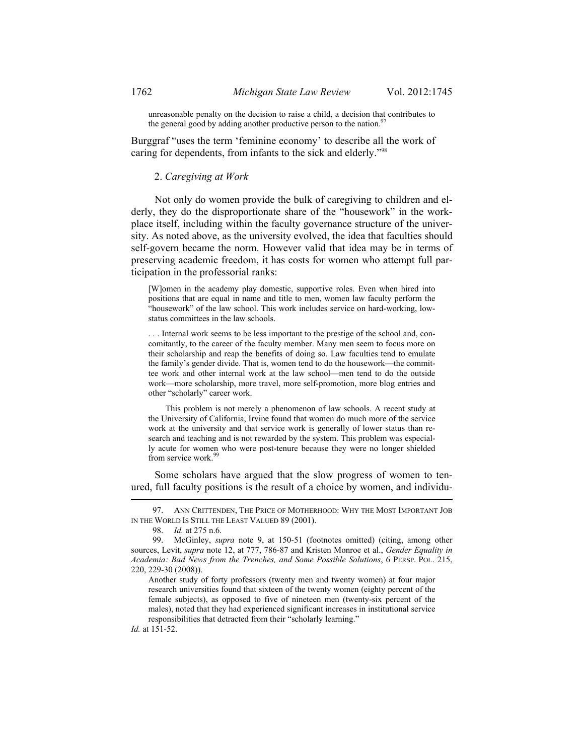> unreasonable penalty on the decision to raise a child, a decision that contributes to the general good by adding another productive person to the nation.[97]

Burggraf "uses the term 'feminine economy' to describe all the work of caring for dependents, from infants to the sick and elderly."[98]

### 2. *Caregiving at Work*

Not only do women provide the bulk of caregiving to children and elderly, they do the disproportionate share of the "housework" in the workplace itself, including within the faculty governance structure of the university. As noted above, as the university evolved, the idea that faculties should self-govern became the norm. However valid that idea may be in terms of preserving academic freedom, it has costs for women who attempt full participation in the professorial ranks:

> [W]omen in the academy play domestic, supportive roles. Even when hired into positions that are equal in name and title to men, women law faculty perform the "housework" of the law school. This work includes service on hard-working, low-status committees in the law schools.
>
> . . . Internal work seems to be less important to the prestige of the school and, concomitantly, to the career of the faculty member. Many men seem to focus more on their scholarship and reap the benefits of doing so. Law faculties tend to emulate the family's gender divide. That is, women tend to do the housework—the committee work and other internal work at the law school—men tend to do the outside work—more scholarship, more travel, more self-promotion, more blog entries and other "scholarly" career work.
>
> This problem is not merely a phenomenon of law schools. A recent study at the University of California, Irvine found that women do much more of the service work at the university and that service work is generally of lower status than research and teaching and is not rewarded by the system. This problem was especially acute for women who were post-tenure because they were no longer shielded from service work.[99]

Some scholars have argued that the slow progress of women to tenured, full faculty positions is the result of a choice by women, and individu-

---

97. ANN CRITTENDEN, THE PRICE OF MOTHERHOOD: WHY THE MOST IMPORTANT JOB IN THE WORLD IS STILL THE LEAST VALUED 89 (2001).

98. *Id.* at 275 n.6.

99. McGinley, *supra* note 9, at 150-51 (footnotes omitted) (citing, among other sources, Levit, *supra* note 12, at 777, 786-87 and Kristen Monroe et al., *Gender Equality in Academia: Bad News from the Trenches, and Some Possible Solutions*, 6 PERSP. POL. 215, 220, 229-30 (2008)).

> Another study of forty professors (twenty men and twenty women) at four major research universities found that sixteen of the twenty women (eighty percent of the female subjects), as opposed to five of nineteen men (twenty-six percent of the males), noted that they had experienced significant increases in institutional service responsibilities that detracted from their "scholarly learning."

*Id.* at 151-52.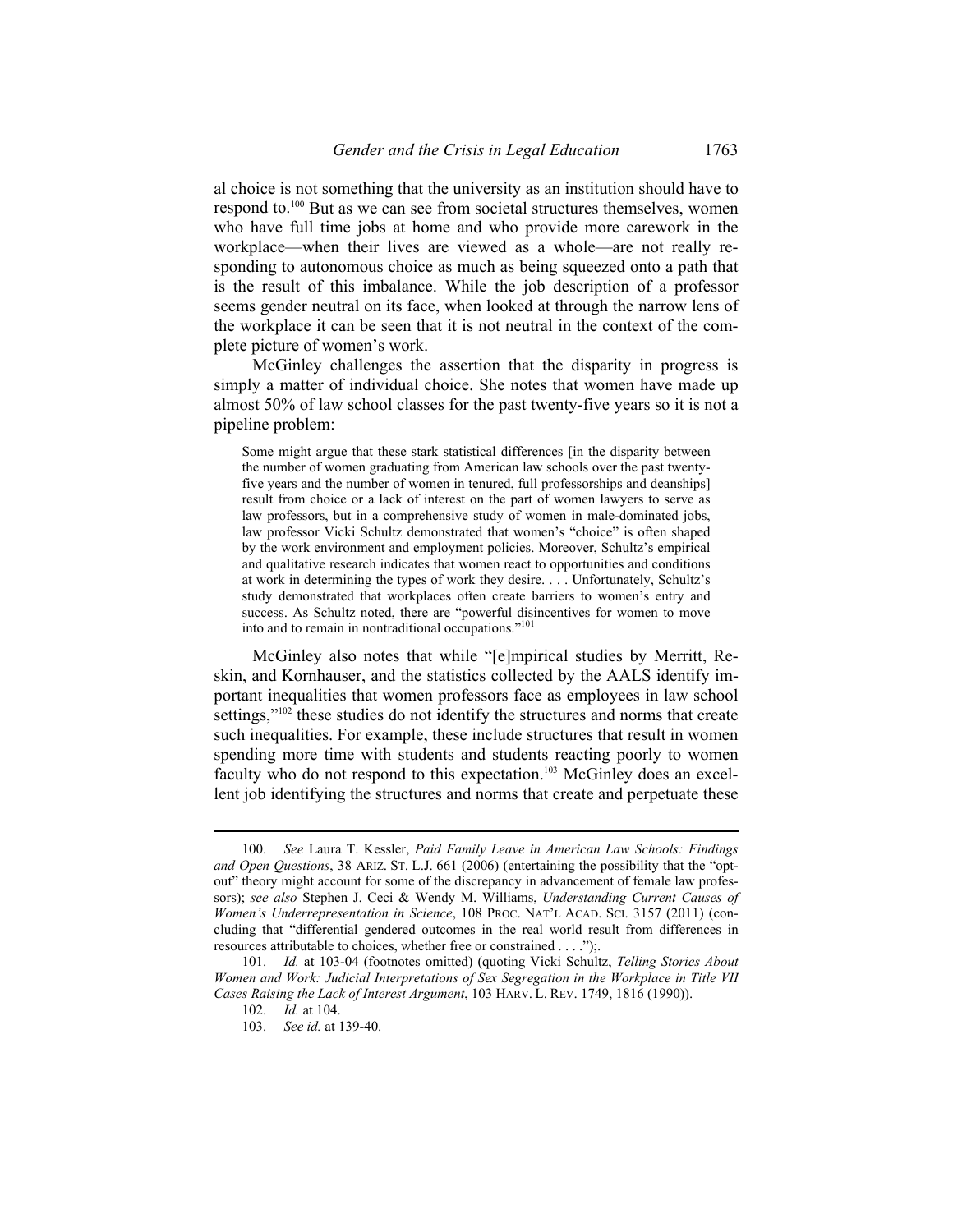al choice is not something that the university as an institution should have to respond to.[100] But as we can see from societal structures themselves, women who have full time jobs at home and who provide more carework in the workplace—when their lives are viewed as a whole—are not really responding to autonomous choice as much as being squeezed onto a path that is the result of this imbalance. While the job description of a professor seems gender neutral on its face, when looked at through the narrow lens of the workplace it can be seen that it is not neutral in the context of the complete picture of women's work.

McGinley challenges the assertion that the disparity in progress is simply a matter of individual choice. She notes that women have made up almost 50% of law school classes for the past twenty-five years so it is not a pipeline problem:

> Some might argue that these stark statistical differences [in the disparity between the number of women graduating from American law schools over the past twenty-five years and the number of women in tenured, full professorships and deanships] result from choice or a lack of interest on the part of women lawyers to serve as law professors, but in a comprehensive study of women in male-dominated jobs, law professor Vicki Schultz demonstrated that women's "choice" is often shaped by the work environment and employment policies. Moreover, Schultz's empirical and qualitative research indicates that women react to opportunities and conditions at work in determining the types of work they desire. . . . Unfortunately, Schultz's study demonstrated that workplaces often create barriers to women's entry and success. As Schultz noted, there are "powerful disincentives for women to move into and to remain in nontraditional occupations."[101]

McGinley also notes that while "[e]mpirical studies by Merritt, Reskin, and Kornhauser, and the statistics collected by the AALS identify important inequalities that women professors face as employees in law school settings,"[102] these studies do not identify the structures and norms that create such inequalities. For example, these include structures that result in women spending more time with students and students reacting poorly to women faculty who do not respond to this expectation.[103] McGinley does an excellent job identifying the structures and norms that create and perpetuate these

---

100. *See* Laura T. Kessler, *Paid Family Leave in American Law Schools: Findings and Open Questions*, 38 ARIZ. ST. L.J. 661 (2006) (entertaining the possibility that the "opt-out" theory might account for some of the discrepancy in advancement of female law professors); *see also* Stephen J. Ceci & Wendy M. Williams, *Understanding Current Causes of Women's Underrepresentation in Science*, 108 PROC. NAT'L ACAD. SCI. 3157 (2011) (concluding that "differential gendered outcomes in the real world result from differences in resources attributable to choices, whether free or constrained . . . .");.

101. *Id.* at 103-04 (footnotes omitted) (quoting Vicki Schultz, *Telling Stories About Women and Work: Judicial Interpretations of Sex Segregation in the Workplace in Title VII Cases Raising the Lack of Interest Argument*, 103 HARV. L. REV. 1749, 1816 (1990)).

102. *Id.* at 104.

103. *See id.* at 139-40.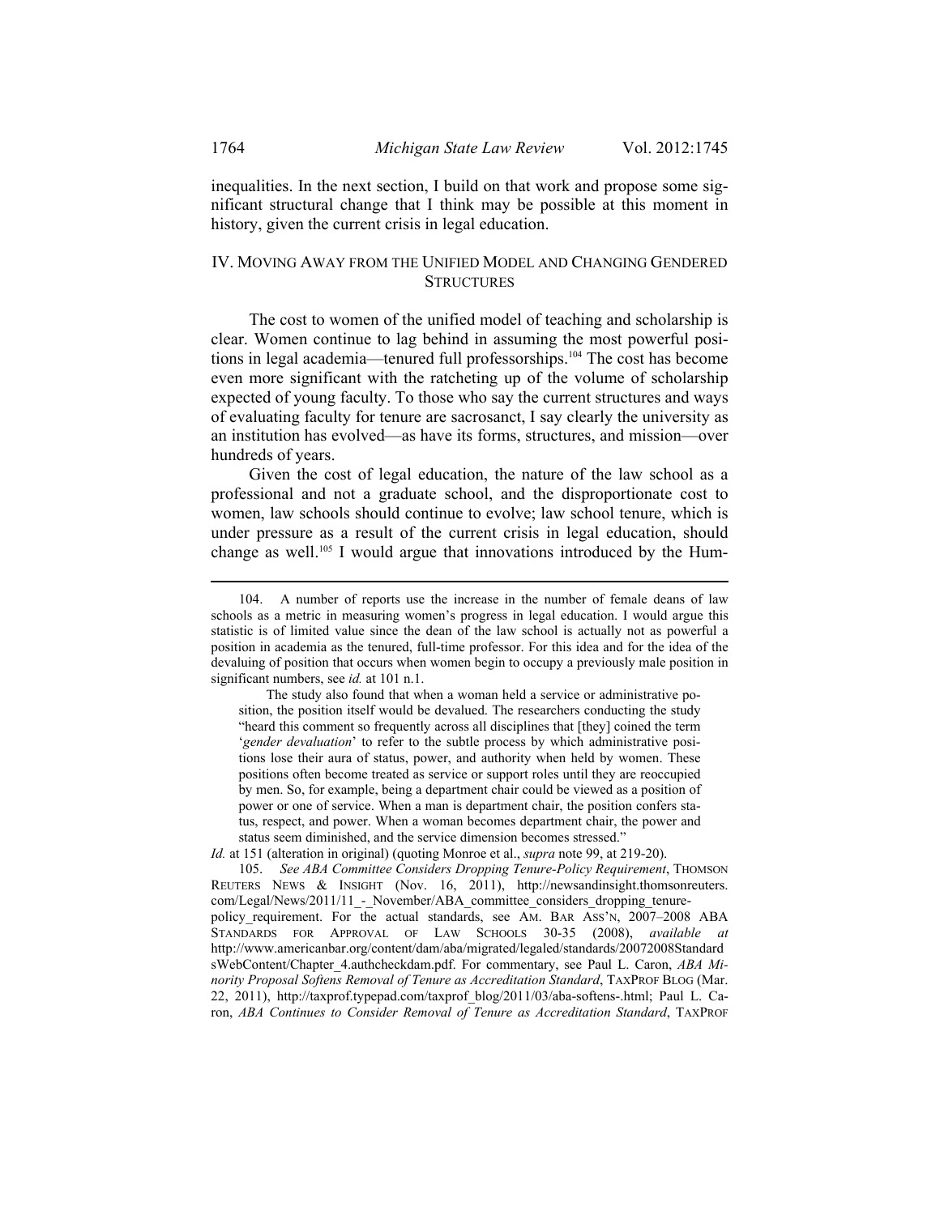inequalities. In the next section, I build on that work and propose some significant structural change that I think may be possible at this moment in history, given the current crisis in legal education.

## IV. MOVING AWAY FROM THE UNIFIED MODEL AND CHANGING GENDERED STRUCTURES

The cost to women of the unified model of teaching and scholarship is clear. Women continue to lag behind in assuming the most powerful positions in legal academia—tenured full professorships.[104] The cost has become even more significant with the ratcheting up of the volume of scholarship expected of young faculty. To those who say the current structures and ways of evaluating faculty for tenure are sacrosanct, I say clearly the university as an institution has evolved—as have its forms, structures, and mission—over hundreds of years.

Given the cost of legal education, the nature of the law school as a professional and not a graduate school, and the disproportionate cost to women, law schools should continue to evolve; law school tenure, which is under pressure as a result of the current crisis in legal education, should change as well.[105] I would argue that innovations introduced by the Hum-

---

104. A number of reports use the increase in the number of female deans of law schools as a metric in measuring women's progress in legal education. I would argue this statistic is of limited value since the dean of the law school is actually not as powerful a position in academia as the tenured, full-time professor. For this idea and for the idea of the devaluing of position that occurs when women begin to occupy a previously male position in significant numbers, see *id.* at 101 n.1.

> The study also found that when a woman held a service or administrative position, the position itself would be devalued. The researchers conducting the study "heard this comment so frequently across all disciplines that [they] coined the term '*gender devaluation*' to refer to the subtle process by which administrative positions lose their aura of status, power, and authority when held by women. These positions often become treated as service or support roles until they are reoccupied by men. So, for example, being a department chair could be viewed as a position of power or one of service. When a man is department chair, the position confers status, respect, and power. When a woman becomes department chair, the power and status seem diminished, and the service dimension becomes stressed."

*Id.* at 151 (alteration in original) (quoting Monroe et al., *supra* note 99, at 219-20).

105. *See ABA Committee Considers Dropping Tenure-Policy Requirement*, THOMSON REUTERS NEWS & INSIGHT (Nov. 16, 2011), http://newsandinsight.thomsonreuters.com/Legal/News/2011/11_-_November/ABA_committee_considers_dropping_tenure-policy_requirement. For the actual standards, see AM. BAR ASS'N, 2007–2008 ABA STANDARDS FOR APPROVAL OF LAW SCHOOLS 30-35 (2008), *available at* http://www.americanbar.org/content/dam/aba/migrated/legaled/standards/20072008StandardsWebContent/Chapter_4.authcheckdam.pdf. For commentary, see Paul L. Caron, *ABA Minority Proposal Softens Removal of Tenure as Accreditation Standard*, TAXPROF BLOG (Mar. 22, 2011), http://taxprof.typepad.com/taxprof_blog/2011/03/aba-softens-.html; Paul L. Caron, *ABA Continues to Consider Removal of Tenure as Accreditation Standard*, TAXPROF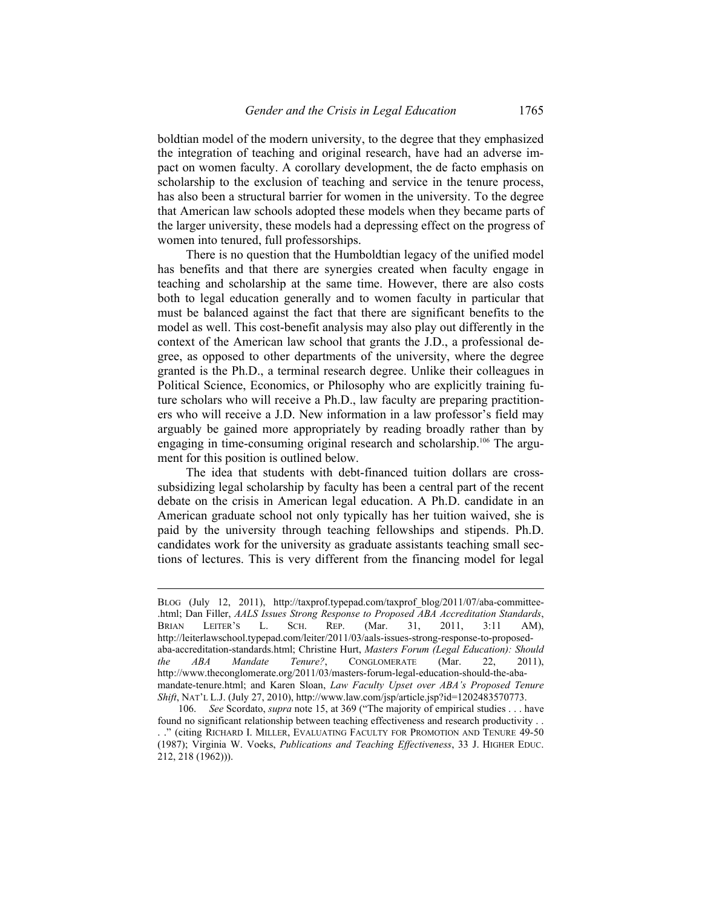boldtian model of the modern university, to the degree that they emphasized the integration of teaching and original research, have had an adverse impact on women faculty. A corollary development, the de facto emphasis on scholarship to the exclusion of teaching and service in the tenure process, has also been a structural barrier for women in the university. To the degree that American law schools adopted these models when they became parts of the larger university, these models had a depressing effect on the progress of women into tenured, full professorships.

There is no question that the Humboldtian legacy of the unified model has benefits and that there are synergies created when faculty engage in teaching and scholarship at the same time. However, there are also costs both to legal education generally and to women faculty in particular that must be balanced against the fact that there are significant benefits to the model as well. This cost-benefit analysis may also play out differently in the context of the American law school that grants the J.D., a professional degree, as opposed to other departments of the university, where the degree granted is the Ph.D., a terminal research degree. Unlike their colleagues in Political Science, Economics, or Philosophy who are explicitly training future scholars who will receive a Ph.D., law faculty are preparing practitioners who will receive a J.D. New information in a law professor's field may arguably be gained more appropriately by reading broadly rather than by engaging in time-consuming original research and scholarship.[106] The argument for this position is outlined below.

The idea that students with debt-financed tuition dollars are cross-subsidizing legal scholarship by faculty has been a central part of the recent debate on the crisis in American legal education. A Ph.D. candidate in an American graduate school not only typically has her tuition waived, she is paid by the university through teaching fellowships and stipends. Ph.D. candidates work for the university as graduate assistants teaching small sections of lectures. This is very different from the financing model for legal

---

BLOG (July 12, 2011), http://taxprof.typepad.com/taxprof_blog/2011/07/aba-committee-.html; Dan Filler, *AALS Issues Strong Response to Proposed ABA Accreditation Standards*, BRIAN LEITER'S L. SCH. REP. (Mar. 31, 2011, 3:11 AM), http://leiterlawschool.typepad.com/leiter/2011/03/aals-issues-strong-response-to-proposed-aba-accreditation-standards.html; Christine Hurt, *Masters Forum (Legal Education): Should the ABA Mandate Tenure?*, CONGLOMERATE (Mar. 22, 2011), http://www.theconglomerate.org/2011/03/masters-forum-legal-education-should-the-aba-mandate-tenure.html; and Karen Sloan, *Law Faculty Upset over ABA's Proposed Tenure Shift*, NAT'L L.J. (July 27, 2010), http://www.law.com/jsp/article.jsp?id=1202483570773.

106. *See* Scordato, *supra* note 15, at 369 ("The majority of empirical studies . . . have found no significant relationship between teaching effectiveness and research productivity . . . ." (citing RICHARD I. MILLER, EVALUATING FACULTY FOR PROMOTION AND TENURE 49-50 (1987); Virginia W. Voeks, *Publications and Teaching Effectiveness*, 33 J. HIGHER EDUC. 212, 218 (1962))).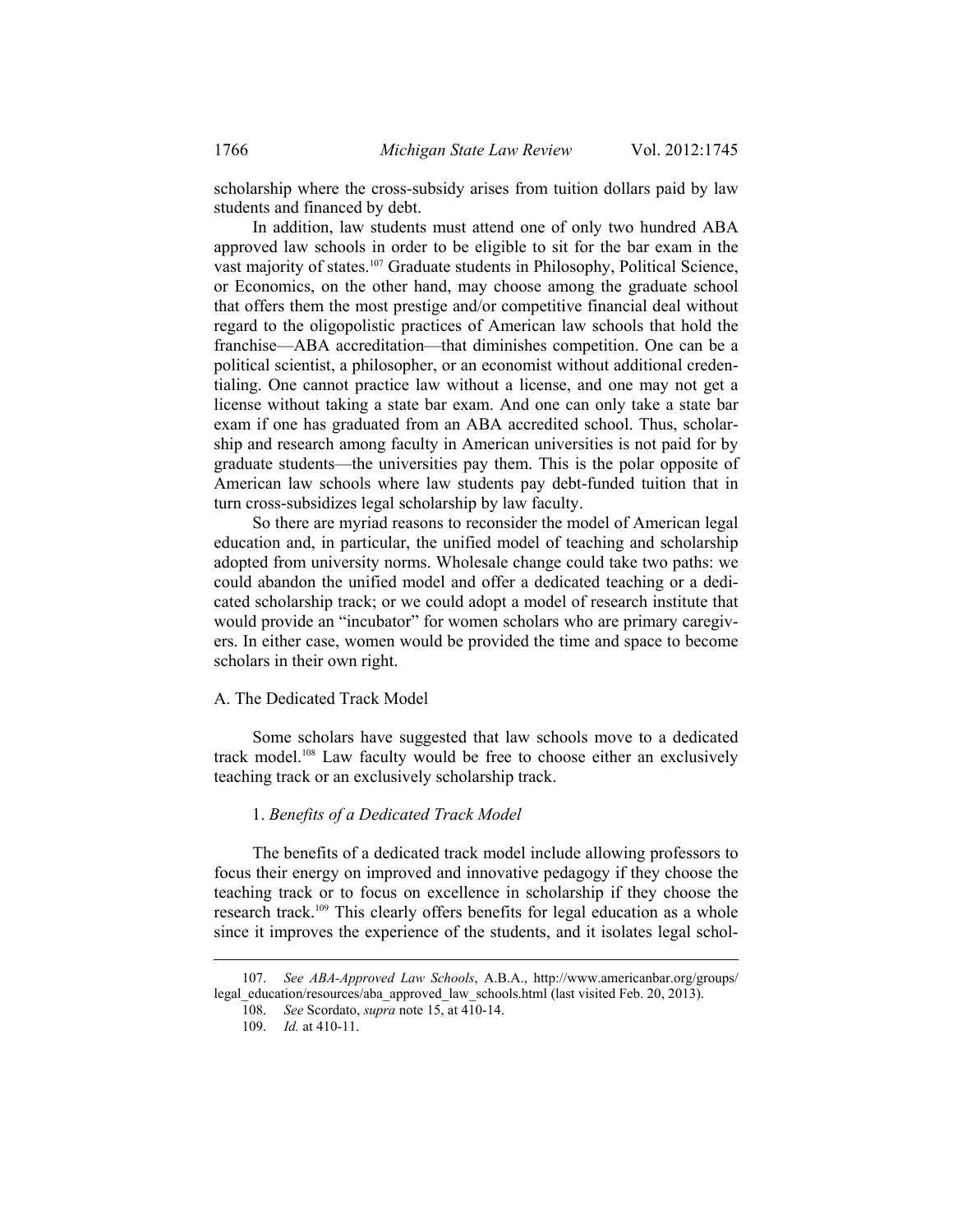scholarship where the cross-subsidy arises from tuition dollars paid by law students and financed by debt.

In addition, law students must attend one of only two hundred ABA approved law schools in order to be eligible to sit for the bar exam in the vast majority of states.[107] Graduate students in Philosophy, Political Science, or Economics, on the other hand, may choose among the graduate school that offers them the most prestige and/or competitive financial deal without regard to the oligopolistic practices of American law schools that hold the franchise—ABA accreditation—that diminishes competition. One can be a political scientist, a philosopher, or an economist without additional credentialing. One cannot practice law without a license, and one may not get a license without taking a state bar exam. And one can only take a state bar exam if one has graduated from an ABA accredited school. Thus, scholarship and research among faculty in American universities is not paid for by graduate students—the universities pay them. This is the polar opposite of American law schools where law students pay debt-funded tuition that in turn cross-subsidizes legal scholarship by law faculty.

So there are myriad reasons to reconsider the model of American legal education and, in particular, the unified model of teaching and scholarship adopted from university norms. Wholesale change could take two paths: we could abandon the unified model and offer a dedicated teaching or a dedicated scholarship track; or we could adopt a model of research institute that would provide an "incubator" for women scholars who are primary caregivers. In either case, women would be provided the time and space to become scholars in their own right.

### A. The Dedicated Track Model

Some scholars have suggested that law schools move to a dedicated track model.[108] Law faculty would be free to choose either an exclusively teaching track or an exclusively scholarship track.

#### 1. *Benefits of a Dedicated Track Model*

The benefits of a dedicated track model include allowing professors to focus their energy on improved and innovative pedagogy if they choose the teaching track or to focus on excellence in scholarship if they choose the research track.[109] This clearly offers benefits for legal education as a whole since it improves the experience of the students, and it isolates legal schol-

---

107. *See ABA-Approved Law Schools*, A.B.A., http://www.americanbar.org/groups/legal_education/resources/aba_approved_law_schools.html (last visited Feb. 20, 2013).

108. *See* Scordato, *supra* note 15, at 410-14.

109. *Id.* at 410-11.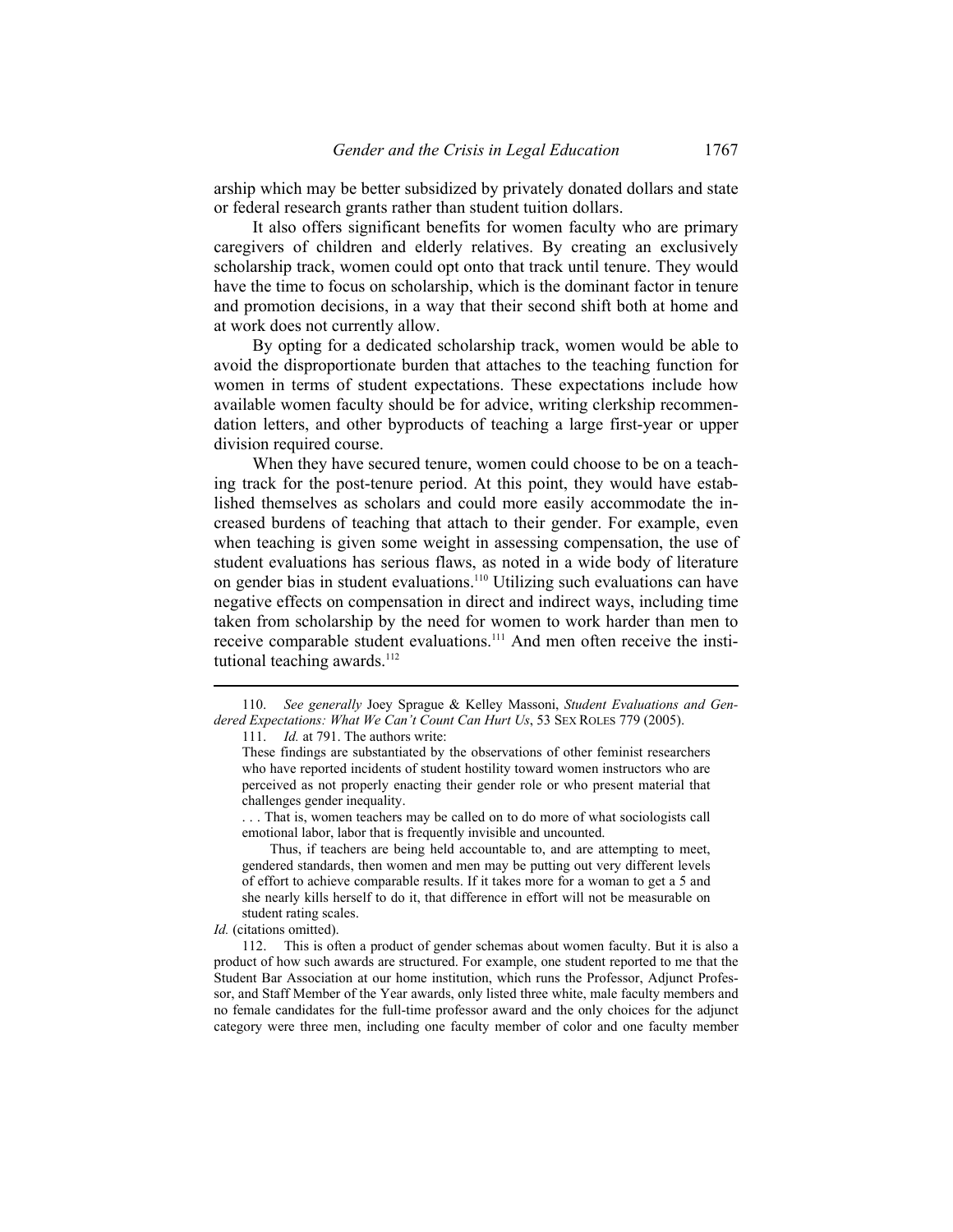arship which may be better subsidized by privately donated dollars and state or federal research grants rather than student tuition dollars.

It also offers significant benefits for women faculty who are primary caregivers of children and elderly relatives. By creating an exclusively scholarship track, women could opt onto that track until tenure. They would have the time to focus on scholarship, which is the dominant factor in tenure and promotion decisions, in a way that their second shift both at home and at work does not currently allow.

By opting for a dedicated scholarship track, women would be able to avoid the disproportionate burden that attaches to the teaching function for women in terms of student expectations. These expectations include how available women faculty should be for advice, writing clerkship recommendation letters, and other byproducts of teaching a large first-year or upper division required course.

When they have secured tenure, women could choose to be on a teaching track for the post-tenure period. At this point, they would have established themselves as scholars and could more easily accommodate the increased burdens of teaching that attach to their gender. For example, even when teaching is given some weight in assessing compensation, the use of student evaluations has serious flaws, as noted in a wide body of literature on gender bias in student evaluations.[110] Utilizing such evaluations can have negative effects on compensation in direct and indirect ways, including time taken from scholarship by the need for women to work harder than men to receive comparable student evaluations.[111] And men often receive the institutional teaching awards.[112]

---

110. *See generally* Joey Sprague & Kelley Massoni, *Student Evaluations and Gendered Expectations: What We Can't Count Can Hurt Us*, 53 SEX ROLES 779 (2005).

111. *Id.* at 791. The authors write:

> These findings are substantiated by the observations of other feminist researchers who have reported incidents of student hostility toward women instructors who are perceived as not properly enacting their gender role or who present material that challenges gender inequality.
>
> . . . That is, women teachers may be called on to do more of what sociologists call emotional labor, labor that is frequently invisible and uncounted.
>
> Thus, if teachers are being held accountable to, and are attempting to meet, gendered standards, then women and men may be putting out very different levels of effort to achieve comparable results. If it takes more for a woman to get a 5 and she nearly kills herself to do it, that difference in effort will not be measurable on student rating scales.

*Id.* (citations omitted).

112. This is often a product of gender schemas about women faculty. But it is also a product of how such awards are structured. For example, one student reported to me that the Student Bar Association at our home institution, which runs the Professor, Adjunct Professor, and Staff Member of the Year awards, only listed three white, male faculty members and no female candidates for the full-time professor award and the only choices for the adjunct category were three men, including one faculty member of color and one faculty member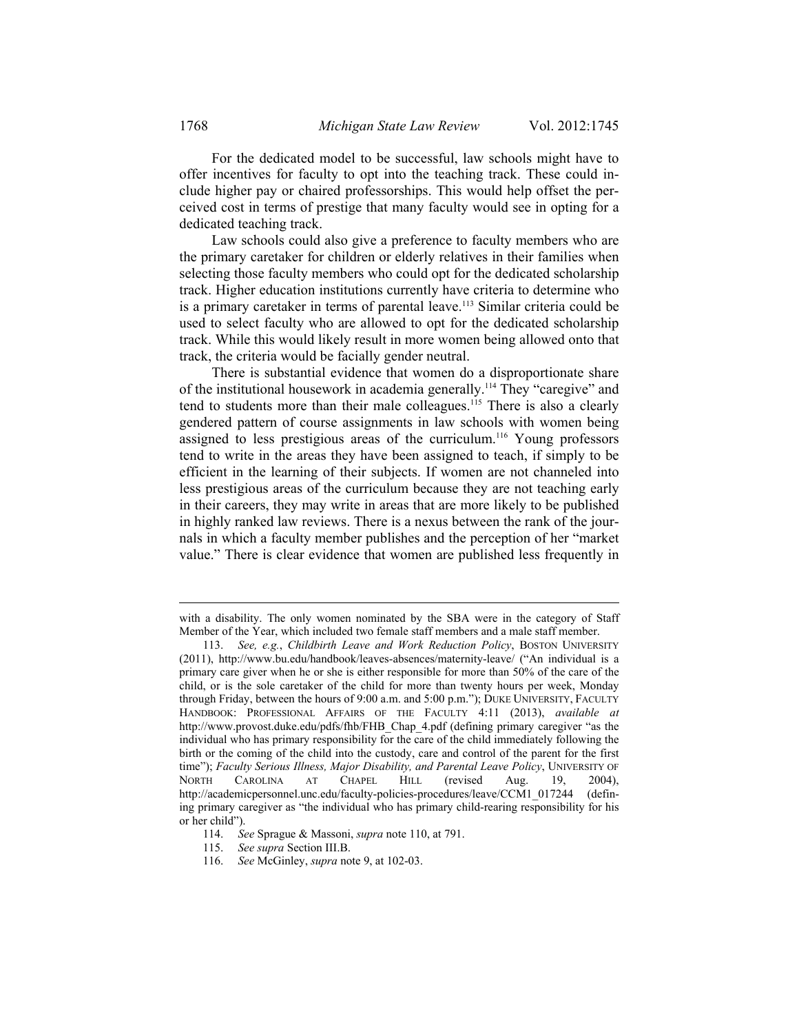For the dedicated model to be successful, law schools might have to offer incentives for faculty to opt into the teaching track. These could include higher pay or chaired professorships. This would help offset the perceived cost in terms of prestige that many faculty would see in opting for a dedicated teaching track.

Law schools could also give a preference to faculty members who are the primary caretaker for children or elderly relatives in their families when selecting those faculty members who could opt for the dedicated scholarship track. Higher education institutions currently have criteria to determine who is a primary caretaker in terms of parental leave.[113] Similar criteria could be used to select faculty who are allowed to opt for the dedicated scholarship track. While this would likely result in more women being allowed onto that track, the criteria would be facially gender neutral.

There is substantial evidence that women do a disproportionate share of the institutional housework in academia generally.[114] They "caregive" and tend to students more than their male colleagues.[115] There is also a clearly gendered pattern of course assignments in law schools with women being assigned to less prestigious areas of the curriculum.[116] Young professors tend to write in the areas they have been assigned to teach, if simply to be efficient in the learning of their subjects. If women are not channeled into less prestigious areas of the curriculum because they are not teaching early in their careers, they may write in areas that are more likely to be published in highly ranked law reviews. There is a nexus between the rank of the journals in which a faculty member publishes and the perception of her "market value." There is clear evidence that women are published less frequently in

---

with a disability. The only women nominated by the SBA were in the category of Staff Member of the Year, which included two female staff members and a male staff member.

113. *See, e.g.*, *Childbirth Leave and Work Reduction Policy*, BOSTON UNIVERSITY (2011), http://www.bu.edu/handbook/leaves-absences/maternity-leave/ ("An individual is a primary care giver when he or she is either responsible for more than 50% of the care of the child, or is the sole caretaker of the child for more than twenty hours per week, Monday through Friday, between the hours of 9:00 a.m. and 5:00 p.m."); DUKE UNIVERSITY, FACULTY HANDBOOK: PROFESSIONAL AFFAIRS OF THE FACULTY 4:11 (2013), *available at* http://www.provost.duke.edu/pdfs/fhb/FHB_Chap_4.pdf (defining primary caregiver "as the individual who has primary responsibility for the care of the child immediately following the birth or the coming of the child into the custody, care and control of the parent for the first time"); *Faculty Serious Illness, Major Disability, and Parental Leave Policy*, UNIVERSITY OF NORTH CAROLINA AT CHAPEL HILL (revised Aug. 19, 2004), http://academicpersonnel.unc.edu/faculty-policies-procedures/leave/CCM1_017244 (defining primary caregiver as "the individual who has primary child-rearing responsibility for his or her child").

114. *See* Sprague & Massoni, *supra* note 110, at 791.

115. *See supra* Section III.B.

116. *See* McGinley, *supra* note 9, at 102-03.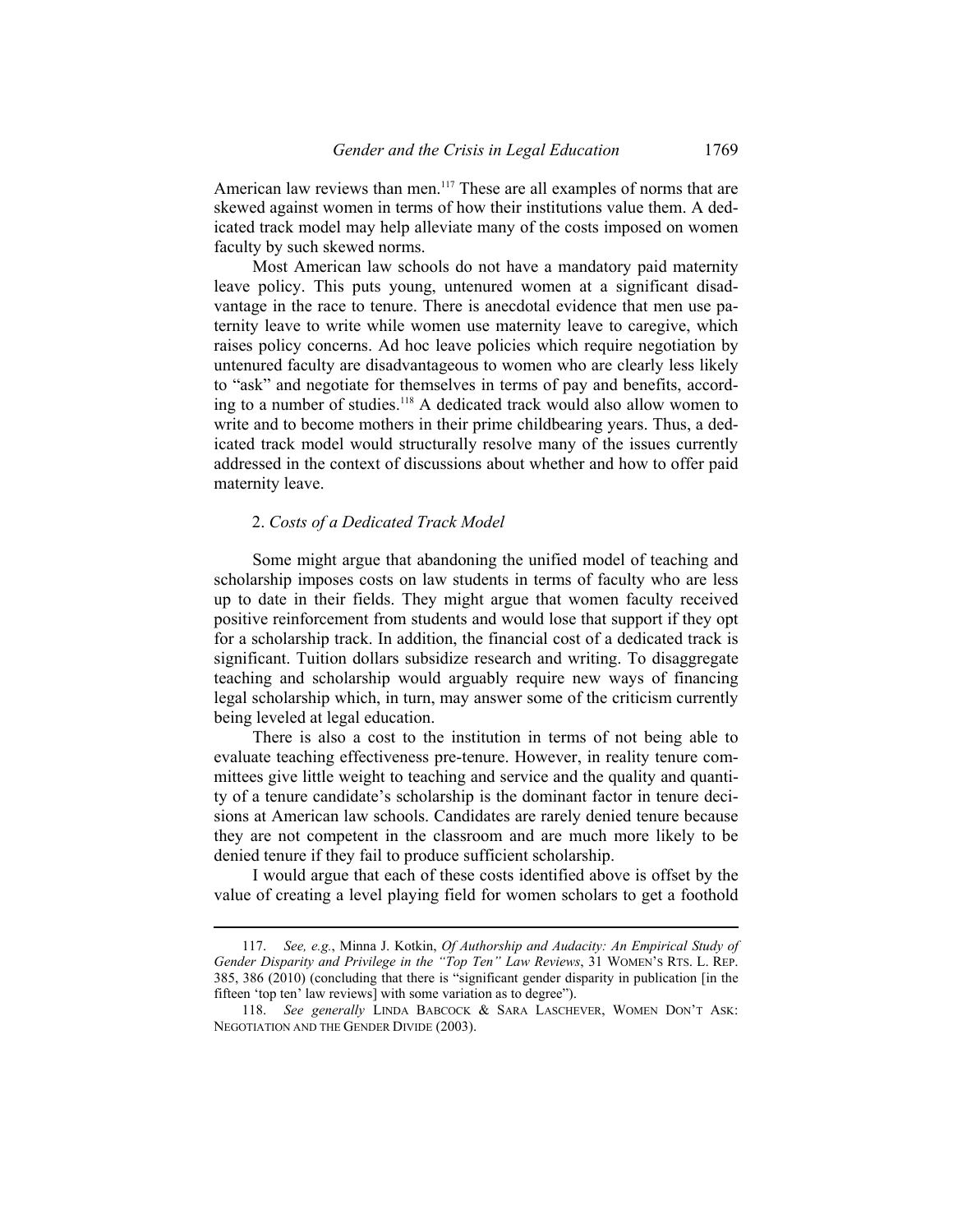American law reviews than men.[117] These are all examples of norms that are skewed against women in terms of how their institutions value them. A dedicated track model may help alleviate many of the costs imposed on women faculty by such skewed norms.

Most American law schools do not have a mandatory paid maternity leave policy. This puts young, untenured women at a significant disadvantage in the race to tenure. There is anecdotal evidence that men use paternity leave to write while women use maternity leave to caregive, which raises policy concerns. Ad hoc leave policies which require negotiation by untenured faculty are disadvantageous to women who are clearly less likely to "ask" and negotiate for themselves in terms of pay and benefits, according to a number of studies.[118] A dedicated track would also allow women to write and to become mothers in their prime childbearing years. Thus, a dedicated track model would structurally resolve many of the issues currently addressed in the context of discussions about whether and how to offer paid maternity leave.

### 2. *Costs of a Dedicated Track Model*

Some might argue that abandoning the unified model of teaching and scholarship imposes costs on law students in terms of faculty who are less up to date in their fields. They might argue that women faculty received positive reinforcement from students and would lose that support if they opt for a scholarship track. In addition, the financial cost of a dedicated track is significant. Tuition dollars subsidize research and writing. To disaggregate teaching and scholarship would arguably require new ways of financing legal scholarship which, in turn, may answer some of the criticism currently being leveled at legal education.

There is also a cost to the institution in terms of not being able to evaluate teaching effectiveness pre-tenure. However, in reality tenure committees give little weight to teaching and service and the quality and quantity of a tenure candidate's scholarship is the dominant factor in tenure decisions at American law schools. Candidates are rarely denied tenure because they are not competent in the classroom and are much more likely to be denied tenure if they fail to produce sufficient scholarship.

I would argue that each of these costs identified above is offset by the value of creating a level playing field for women scholars to get a foothold

---

117. *See, e.g.*, Minna J. Kotkin, *Of Authorship and Audacity: An Empirical Study of Gender Disparity and Privilege in the "Top Ten" Law Reviews*, 31 WOMEN'S RTS. L. REP. 385, 386 (2010) (concluding that there is "significant gender disparity in publication [in the fifteen 'top ten' law reviews] with some variation as to degree").

118. *See generally* LINDA BABCOCK & SARA LASCHEVER, WOMEN DON'T ASK: NEGOTIATION AND THE GENDER DIVIDE (2003).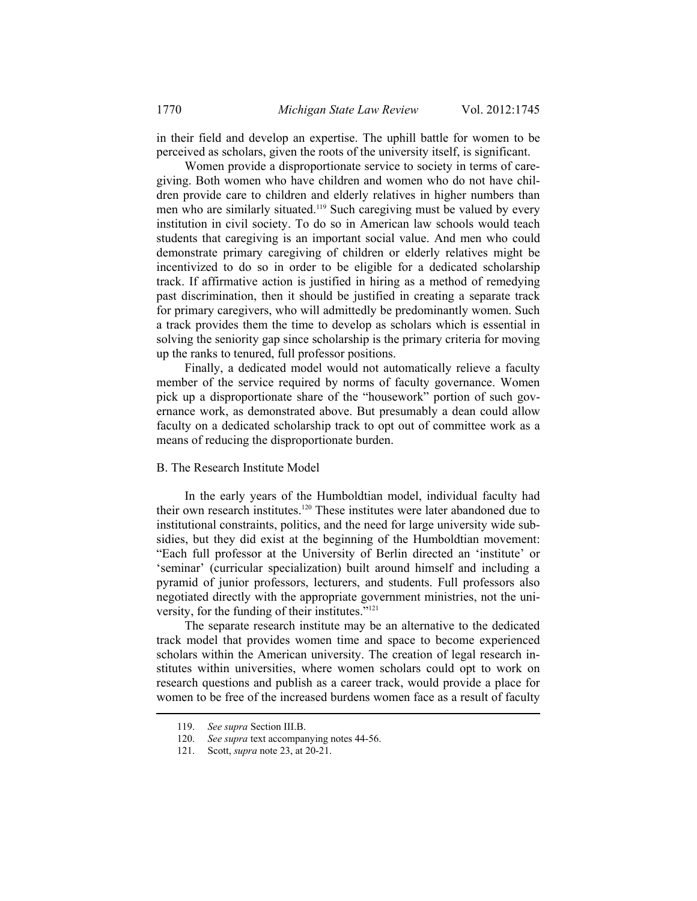in their field and develop an expertise. The uphill battle for women to be perceived as scholars, given the roots of the university itself, is significant.

Women provide a disproportionate service to society in terms of caregiving. Both women who have children and women who do not have children provide care to children and elderly relatives in higher numbers than men who are similarly situated.[119] Such caregiving must be valued by every institution in civil society. To do so in American law schools would teach students that caregiving is an important social value. And men who could demonstrate primary caregiving of children or elderly relatives might be incentivized to do so in order to be eligible for a dedicated scholarship track. If affirmative action is justified in hiring as a method of remedying past discrimination, then it should be justified in creating a separate track for primary caregivers, who will admittedly be predominantly women. Such a track provides them the time to develop as scholars which is essential in solving the seniority gap since scholarship is the primary criteria for moving up the ranks to tenured, full professor positions.

Finally, a dedicated model would not automatically relieve a faculty member of the service required by norms of faculty governance. Women pick up a disproportionate share of the "housework" portion of such governance work, as demonstrated above. But presumably a dean could allow faculty on a dedicated scholarship track to opt out of committee work as a means of reducing the disproportionate burden.

### B. The Research Institute Model

In the early years of the Humboldtian model, individual faculty had their own research institutes.[120] These institutes were later abandoned due to institutional constraints, politics, and the need for large university wide subsidies, but they did exist at the beginning of the Humboldtian movement: "Each full professor at the University of Berlin directed an 'institute' or 'seminar' (curricular specialization) built around himself and including a pyramid of junior professors, lecturers, and students. Full professors also negotiated directly with the appropriate government ministries, not the university, for the funding of their institutes."[121]

The separate research institute may be an alternative to the dedicated track model that provides women time and space to become experienced scholars within the American university. The creation of legal research institutes within universities, where women scholars could opt to work on research questions and publish as a career track, would provide a place for women to be free of the increased burdens women face as a result of faculty

---

119. *See supra* Section III.B.

120. *See supra* text accompanying notes 44-56.

121. Scott, *supra* note 23, at 20-21.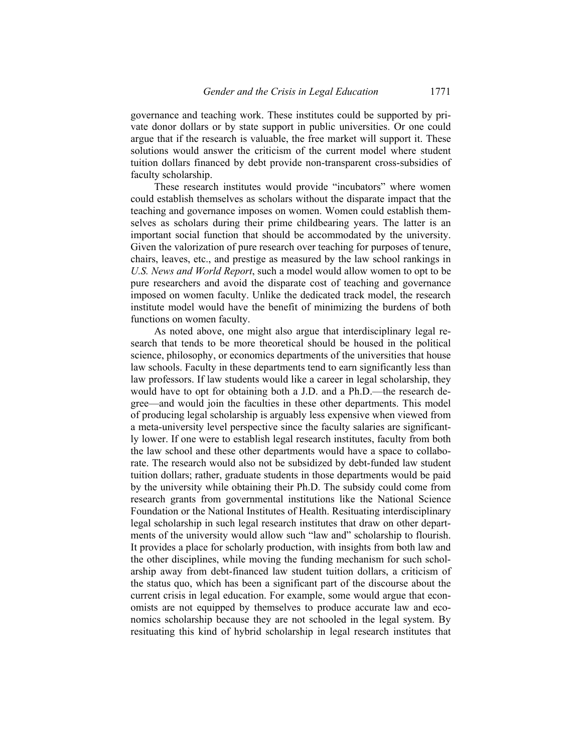governance and teaching work. These institutes could be supported by private donor dollars or by state support in public universities. Or one could argue that if the research is valuable, the free market will support it. These solutions would answer the criticism of the current model where student tuition dollars financed by debt provide non-transparent cross-subsidies of faculty scholarship.

These research institutes would provide "incubators" where women could establish themselves as scholars without the disparate impact that the teaching and governance imposes on women. Women could establish themselves as scholars during their prime childbearing years. The latter is an important social function that should be accommodated by the university. Given the valorization of pure research over teaching for purposes of tenure, chairs, leaves, etc., and prestige as measured by the law school rankings in *U.S. News and World Report*, such a model would allow women to opt to be pure researchers and avoid the disparate cost of teaching and governance imposed on women faculty. Unlike the dedicated track model, the research institute model would have the benefit of minimizing the burdens of both functions on women faculty.

As noted above, one might also argue that interdisciplinary legal research that tends to be more theoretical should be housed in the political science, philosophy, or economics departments of the universities that house law schools. Faculty in these departments tend to earn significantly less than law professors. If law students would like a career in legal scholarship, they would have to opt for obtaining both a J.D. and a Ph.D.—the research degree—and would join the faculties in these other departments. This model of producing legal scholarship is arguably less expensive when viewed from a meta-university level perspective since the faculty salaries are significantly lower. If one were to establish legal research institutes, faculty from both the law school and these other departments would have a space to collaborate. The research would also not be subsidized by debt-funded law student tuition dollars; rather, graduate students in those departments would be paid by the university while obtaining their Ph.D. The subsidy could come from research grants from governmental institutions like the National Science Foundation or the National Institutes of Health. Resituating interdisciplinary legal scholarship in such legal research institutes that draw on other departments of the university would allow such "law and" scholarship to flourish. It provides a place for scholarly production, with insights from both law and the other disciplines, while moving the funding mechanism for such scholarship away from debt-financed law student tuition dollars, a criticism of the status quo, which has been a significant part of the discourse about the current crisis in legal education. For example, some would argue that economists are not equipped by themselves to produce accurate law and economics scholarship because they are not schooled in the legal system. By resituating this kind of hybrid scholarship in legal research institutes that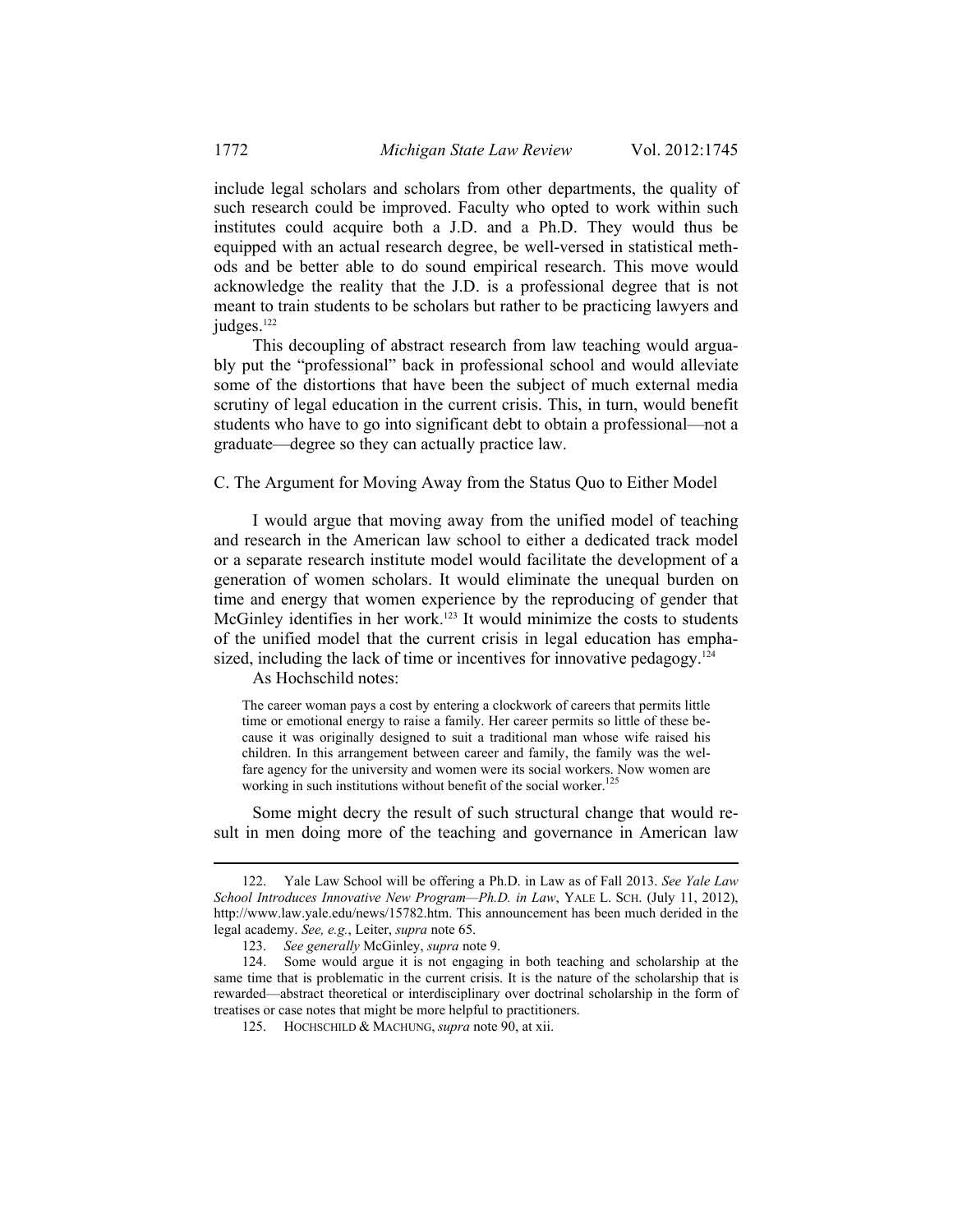include legal scholars and scholars from other departments, the quality of such research could be improved. Faculty who opted to work within such institutes could acquire both a J.D. and a Ph.D. They would thus be equipped with an actual research degree, be well-versed in statistical methods and be better able to do sound empirical research. This move would acknowledge the reality that the J.D. is a professional degree that is not meant to train students to be scholars but rather to be practicing lawyers and judges.[122]

This decoupling of abstract research from law teaching would arguably put the "professional" back in professional school and would alleviate some of the distortions that have been the subject of much external media scrutiny of legal education in the current crisis. This, in turn, would benefit students who have to go into significant debt to obtain a professional—not a graduate—degree so they can actually practice law.

### C. The Argument for Moving Away from the Status Quo to Either Model

I would argue that moving away from the unified model of teaching and research in the American law school to either a dedicated track model or a separate research institute model would facilitate the development of a generation of women scholars. It would eliminate the unequal burden on time and energy that women experience by the reproducing of gender that McGinley identifies in her work.[123] It would minimize the costs to students of the unified model that the current crisis in legal education has emphasized, including the lack of time or incentives for innovative pedagogy.[124]

As Hochschild notes:

> The career woman pays a cost by entering a clockwork of careers that permits little time or emotional energy to raise a family. Her career permits so little of these because it was originally designed to suit a traditional man whose wife raised his children. In this arrangement between career and family, the family was the welfare agency for the university and women were its social workers. Now women are working in such institutions without benefit of the social worker.[125]

Some might decry the result of such structural change that would result in men doing more of the teaching and governance in American law

---

122. Yale Law School will be offering a Ph.D. in Law as of Fall 2013. *See Yale Law School Introduces Innovative New Program—Ph.D. in Law*, YALE L. SCH. (July 11, 2012), http://www.law.yale.edu/news/15782.htm. This announcement has been much derided in the legal academy. *See, e.g.*, Leiter, *supra* note 65.

123. *See generally* McGinley, *supra* note 9.

124. Some would argue it is not engaging in both teaching and scholarship at the same time that is problematic in the current crisis. It is the nature of the scholarship that is rewarded—abstract theoretical or interdisciplinary over doctrinal scholarship in the form of treatises or case notes that might be more helpful to practitioners.

125. HOCHSCHILD & MACHUNG, *supra* note 90, at xii.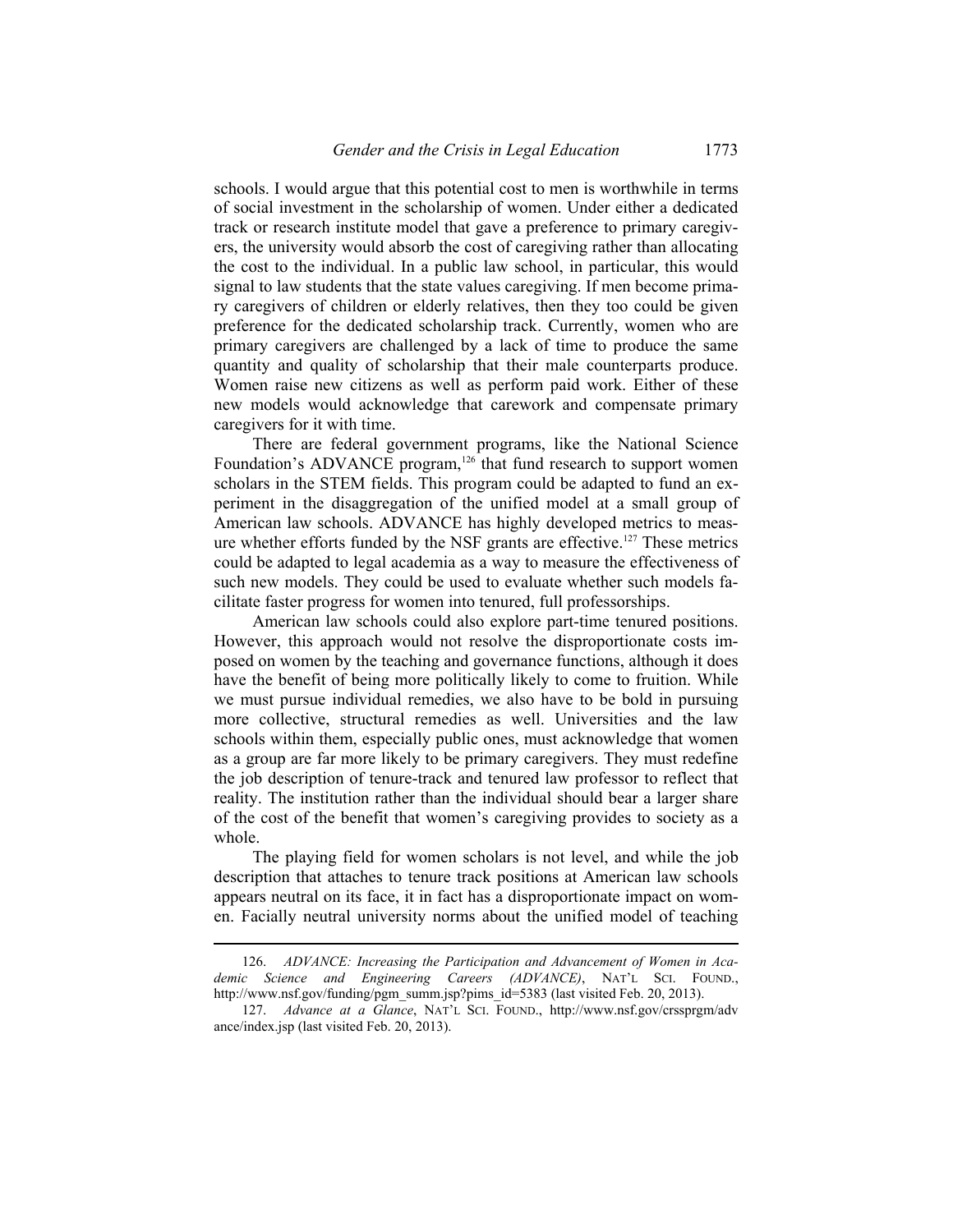schools. I would argue that this potential cost to men is worthwhile in terms of social investment in the scholarship of women. Under either a dedicated track or research institute model that gave a preference to primary caregivers, the university would absorb the cost of caregiving rather than allocating the cost to the individual. In a public law school, in particular, this would signal to law students that the state values caregiving. If men become primary caregivers of children or elderly relatives, then they too could be given preference for the dedicated scholarship track. Currently, women who are primary caregivers are challenged by a lack of time to produce the same quantity and quality of scholarship that their male counterparts produce. Women raise new citizens as well as perform paid work. Either of these new models would acknowledge that carework and compensate primary caregivers for it with time.

There are federal government programs, like the National Science Foundation's ADVANCE program,[126] that fund research to support women scholars in the STEM fields. This program could be adapted to fund an experiment in the disaggregation of the unified model at a small group of American law schools. ADVANCE has highly developed metrics to measure whether efforts funded by the NSF grants are effective.[127] These metrics could be adapted to legal academia as a way to measure the effectiveness of such new models. They could be used to evaluate whether such models facilitate faster progress for women into tenured, full professorships.

American law schools could also explore part-time tenured positions. However, this approach would not resolve the disproportionate costs imposed on women by the teaching and governance functions, although it does have the benefit of being more politically likely to come to fruition. While we must pursue individual remedies, we also have to be bold in pursuing more collective, structural remedies as well. Universities and the law schools within them, especially public ones, must acknowledge that women as a group are far more likely to be primary caregivers. They must redefine the job description of tenure-track and tenured law professor to reflect that reality. The institution rather than the individual should bear a larger share of the cost of the benefit that women's caregiving provides to society as a whole.

The playing field for women scholars is not level, and while the job description that attaches to tenure track positions at American law schools appears neutral on its face, it in fact has a disproportionate impact on women. Facially neutral university norms about the unified model of teaching

---

126. *ADVANCE: Increasing the Participation and Advancement of Women in Academic Science and Engineering Careers (ADVANCE)*, NAT'L SCI. FOUND., http://www.nsf.gov/funding/pgm_summ.jsp?pims_id=5383 (last visited Feb. 20, 2013).

127. *Advance at a Glance*, NAT'L SCI. FOUND., http://www.nsf.gov/crssprgm/advance/index.jsp (last visited Feb. 20, 2013).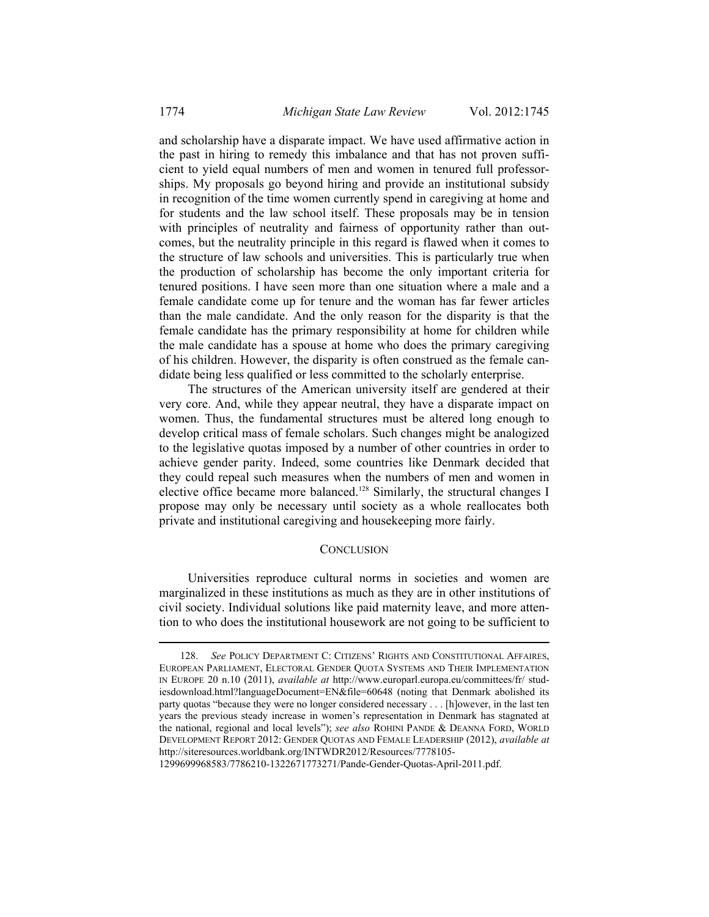and scholarship have a disparate impact. We have used affirmative action in the past in hiring to remedy this imbalance and that has not proven sufficient to yield equal numbers of men and women in tenured full professorships. My proposals go beyond hiring and provide an institutional subsidy in recognition of the time women currently spend in caregiving at home and for students and the law school itself. These proposals may be in tension with principles of neutrality and fairness of opportunity rather than outcomes, but the neutrality principle in this regard is flawed when it comes to the structure of law schools and universities. This is particularly true when the production of scholarship has become the only important criteria for tenured positions. I have seen more than one situation where a male and a female candidate come up for tenure and the woman has far fewer articles than the male candidate. And the only reason for the disparity is that the female candidate has the primary responsibility at home for children while the male candidate has a spouse at home who does the primary caregiving of his children. However, the disparity is often construed as the female candidate being less qualified or less committed to the scholarly enterprise.

The structures of the American university itself are gendered at their very core. And, while they appear neutral, they have a disparate impact on women. Thus, the fundamental structures must be altered long enough to develop critical mass of female scholars. Such changes might be analogized to the legislative quotas imposed by a number of other countries in order to achieve gender parity. Indeed, some countries like Denmark decided that they could repeal such measures when the numbers of men and women in elective office became more balanced.[128] Similarly, the structural changes I propose may only be necessary until society as a whole reallocates both private and institutional caregiving and housekeeping more fairly.

## CONCLUSION

Universities reproduce cultural norms in societies and women are marginalized in these institutions as much as they are in other institutions of civil society. Individual solutions like paid maternity leave, and more attention to who does the institutional housework are not going to be sufficient to

---

128. *See* POLICY DEPARTMENT C: CITIZENS' RIGHTS AND CONSTITUTIONAL AFFAIRES, EUROPEAN PARLIAMENT, ELECTORAL GENDER QUOTA SYSTEMS AND THEIR IMPLEMENTATION IN EUROPE 20 n.10 (2011), *available at* http://www.europarl.europa.eu/committees/fr/ studiesdownload.html?languageDocument=EN&file=60648 (noting that Denmark abolished its party quotas "because they were no longer considered necessary . . . [h]owever, in the last ten years the previous steady increase in women's representation in Denmark has stagnated at the national, regional and local levels"); *see also* ROHINI PANDE & DEANNA FORD, WORLD DEVELOPMENT REPORT 2012: GENDER QUOTAS AND FEMALE LEADERSHIP (2012), *available at* http://siteresources.worldbank.org/INTWDR2012/Resources/7778105-1299699968583/7786210-1322671773271/Pande-Gender-Quotas-April-2011.pdf.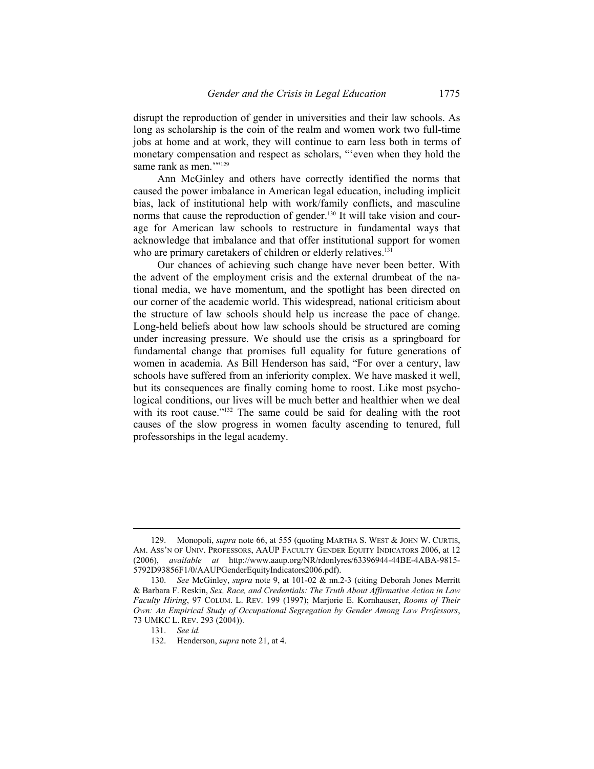disrupt the reproduction of gender in universities and their law schools. As long as scholarship is the coin of the realm and women work two full-time jobs at home and at work, they will continue to earn less both in terms of monetary compensation and respect as scholars, "'even when they hold the same rank as men.'"[129]

Ann McGinley and others have correctly identified the norms that caused the power imbalance in American legal education, including implicit bias, lack of institutional help with work/family conflicts, and masculine norms that cause the reproduction of gender.[130] It will take vision and courage for American law schools to restructure in fundamental ways that acknowledge that imbalance and that offer institutional support for women who are primary caretakers of children or elderly relatives.[131]

Our chances of achieving such change have never been better. With the advent of the employment crisis and the external drumbeat of the national media, we have momentum, and the spotlight has been directed on our corner of the academic world. This widespread, national criticism about the structure of law schools should help us increase the pace of change. Long-held beliefs about how law schools should be structured are coming under increasing pressure. We should use the crisis as a springboard for fundamental change that promises full equality for future generations of women in academia. As Bill Henderson has said, "For over a century, law schools have suffered from an inferiority complex. We have masked it well, but its consequences are finally coming home to roost. Like most psychological conditions, our lives will be much better and healthier when we deal with its root cause."[132] The same could be said for dealing with the root causes of the slow progress in women faculty ascending to tenured, full professorships in the legal academy.

---

129. Monopoli, *supra* note 66, at 555 (quoting MARTHA S. WEST & JOHN W. CURTIS, AM. ASS'N OF UNIV. PROFESSORS, AAUP FACULTY GENDER EQUITY INDICATORS 2006, at 12 (2006), *available at* http://www.aaup.org/NR/rdonlyres/63396944-44BE-4ABA-9815-5792D93856F1/0/AAUPGenderEquityIndicators2006.pdf).

130. *See* McGinley, *supra* note 9, at 101-02 & nn.2-3 (citing Deborah Jones Merritt & Barbara F. Reskin, *Sex, Race, and Credentials: The Truth About Affirmative Action in Law Faculty Hiring*, 97 COLUM. L. REV. 199 (1997); Marjorie E. Kornhauser, *Rooms of Their Own: An Empirical Study of Occupational Segregation by Gender Among Law Professors*, 73 UMKC L. REV. 293 (2004)).

131. *See id.*

132. Henderson, *supra* note 21, at 4.